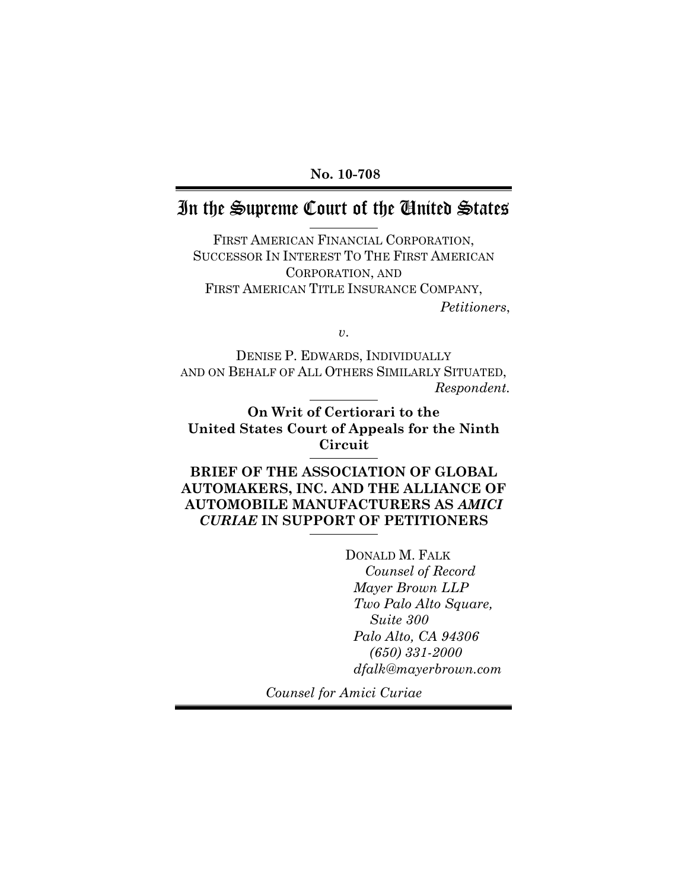**No. 10-708**

# In the Supreme Court of the United States

FIRST AMERICAN FINANCIAL CORPORATION, SUCCESSOR IN INTEREST TO THE FIRST AMERICAN CORPORATION, AND FIRST AMERICAN TITLE INSURANCE COMPANY,

*Petitioners*,

*v*.

DENISE P. EDWARDS, INDIVIDUALLY AND ON BEHALF OF ALL OTHERS SIMILARLY SITUATED,

*Respondent*.

**On Writ of Certiorari to the United States Court of Appeals for the Ninth Circuit**

**BRIEF OF THE ASSOCIATION OF GLOBAL AUTOMAKERS, INC. AND THE ALLIANCE OF AUTOMOBILE MANUFACTURERS AS *AMICI CURIAE* IN SUPPORT OF PETITIONERS**

DONALD M. FALK
*Counsel of Record*
*Mayer Brown LLP*
*Two Palo Alto Square, Suite 300*
*Palo Alto, CA 94306*
*(650) 331-2000*
*dfalk@mayerbrown.com*

*Counsel for Amici Curiae*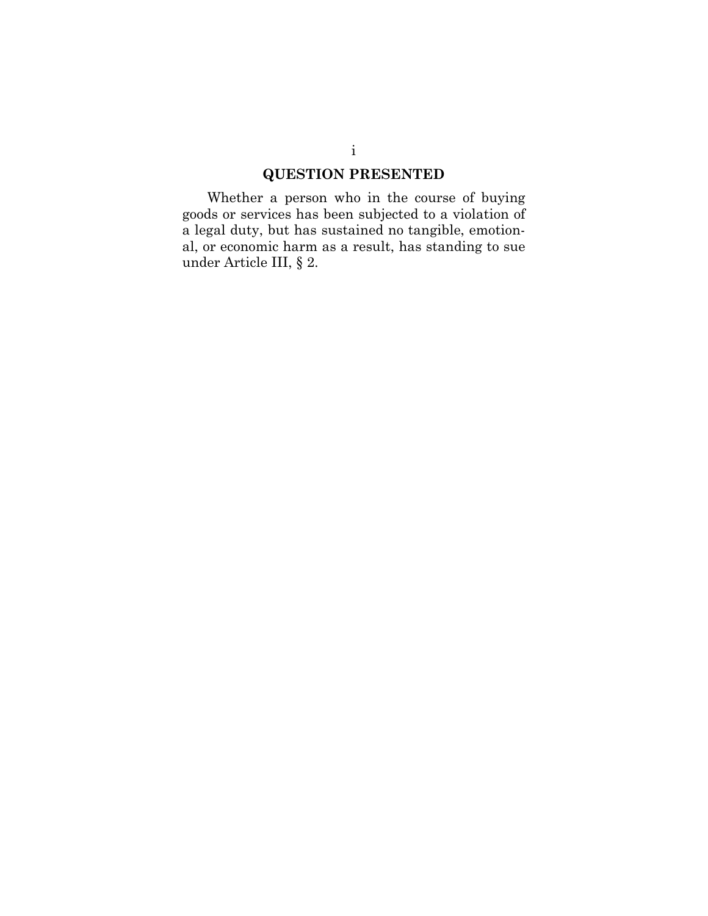# QUESTION PRESENTED

Whether a person who in the course of buying goods or services has been subjected to a violation of a legal duty, but has sustained no tangible, emotional, or economic harm as a result, has standing to sue under Article III, § 2.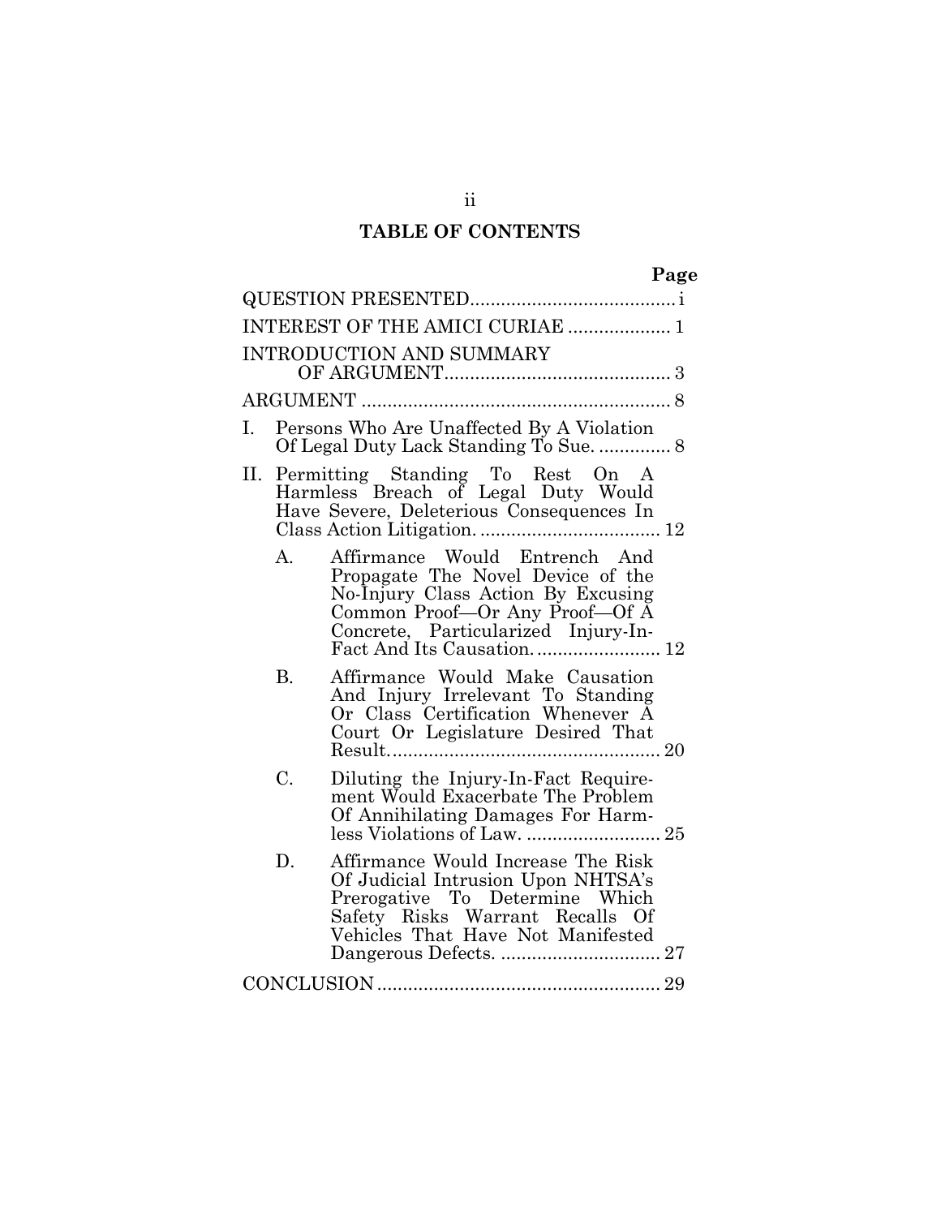## TABLE OF CONTENTS

| | Page |
|---|---|
| QUESTION PRESENTED | i |
| INTEREST OF THE AMICI CURIAE | 1 |
| INTRODUCTION AND SUMMARY OF ARGUMENT | 3 |
| ARGUMENT | 8 |
| I. Persons Who Are Unaffected By A Violation Of Legal Duty Lack Standing To Sue. | 8 |
| II. Permitting Standing To Rest On A Harmless Breach of Legal Duty Would Have Severe, Deleterious Consequences In Class Action Litigation. | 12 |
| A. Affirmance Would Entrench And Propagate The Novel Device of the No-Injury Class Action By Excusing Common Proof—Or Any Proof—Of A Concrete, Particularized Injury-In-Fact And Its Causation. | 12 |
| B. Affirmance Would Make Causation And Injury Irrelevant To Standing Or Class Certification Whenever A Court Or Legislature Desired That Result. | 20 |
| C. Diluting the Injury-In-Fact Requirement Would Exacerbate The Problem Of Annihilating Damages For Harmless Violations of Law. | 25 |
| D. Affirmance Would Increase The Risk Of Judicial Intrusion Upon NHTSA's Prerogative To Determine Which Safety Risks Warrant Recalls Of Vehicles That Have Not Manifested Dangerous Defects. | 27 |
| CONCLUSION | 29 |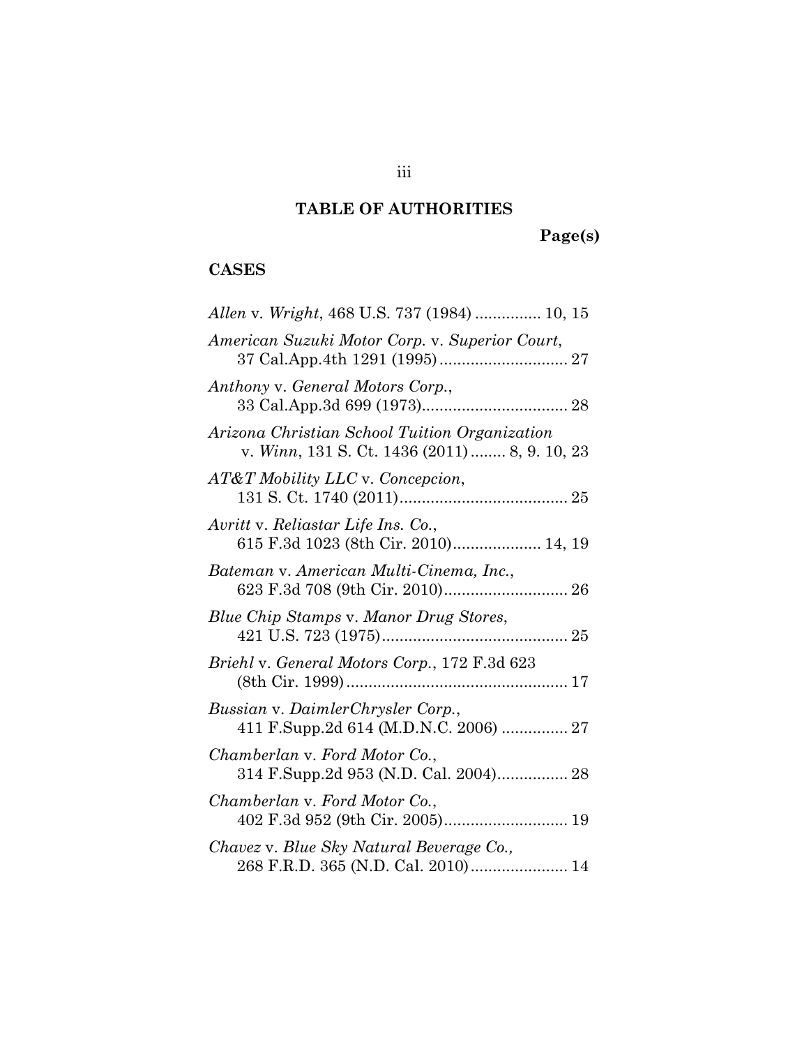# TABLE OF AUTHORITIES

**Page(s)**

## CASES

*Allen* v. *Wright*, 468 U.S. 737 (1984) ............... 10, 15

*American Suzuki Motor Corp.* v. *Superior Court*, 37 Cal.App.4th 1291 (1995) ............................. 27

*Anthony* v. *General Motors Corp.*, 33 Cal.App.3d 699 (1973)................................. 28

*Arizona Christian School Tuition Organization* v. *Winn*, 131 S. Ct. 1436 (2011) ........ 8, 9. 10, 23

*AT&T Mobility LLC* v. *Concepcion*, 131 S. Ct. 1740 (2011)....................................... 25

*Avritt* v. *Reliastar Life Ins. Co.*, 615 F.3d 1023 (8th Cir. 2010).................... 14, 19

*Bateman* v. *American Multi-Cinema, Inc.*, 623 F.3d 708 (9th Cir. 2010)............................ 26

*Blue Chip Stamps* v. *Manor Drug Stores*, 421 U.S. 723 (1975).......................................... 25

*Briehl* v. *General Motors Corp.*, 172 F.3d 623 (8th Cir. 1999).................................................. 17

*Bussian* v. *DaimlerChrysler Corp.*, 411 F.Supp.2d 614 (M.D.N.C. 2006) ............... 27

*Chamberlan* v. *Ford Motor Co.*, 314 F.Supp.2d 953 (N.D. Cal. 2004)................ 28

*Chamberlan* v. *Ford Motor Co.*, 402 F.3d 952 (9th Cir. 2005)............................ 19

*Chavez* v. *Blue Sky Natural Beverage Co.,* 268 F.R.D. 365 (N.D. Cal. 2010)...................... 14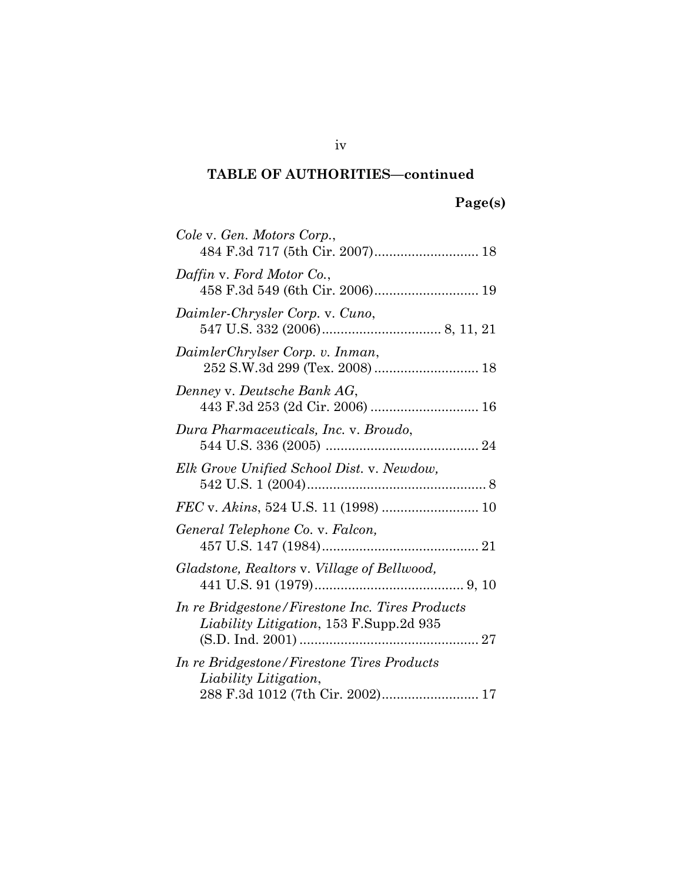## TABLE OF AUTHORITIES—continued

**Page(s)**

*Cole* v. *Gen. Motors Corp.*,
484 F.3d 717 (5th Cir. 2007)............................ 18

*Daffin* v. *Ford Motor Co.*,
458 F.3d 549 (6th Cir. 2006)............................ 19

*Daimler-Chrysler Corp.* v. *Cuno*,
547 U.S. 332 (2006)................................ 8, 11, 21

*DaimlerChrylser Corp. v. Inman*,
252 S.W.3d 299 (Tex. 2008)............................ 18

*Denney* v. *Deutsche Bank AG*,
443 F.3d 253 (2d Cir. 2006)............................. 16

*Dura Pharmaceuticals, Inc.* v. *Broudo*,
544 U.S. 336 (2005)......................................... 24

*Elk Grove Unified School Dist.* v. *Newdow,*
542 U.S. 1 (2004)................................................ 8

*FEC* v. *Akins*, 524 U.S. 11 (1998).......................... 10

*General Telephone Co.* v. *Falcon,*
457 U.S. 147 (1984).......................................... 21

*Gladstone, Realtors* v. *Village of Bellwood,*
441 U.S. 91 (1979)........................................ 9, 10

*In re Bridgestone/Firestone Inc. Tires Products Liability Litigation*, 153 F.Supp.2d 935 (S.D. Ind. 2001)................................................ 27

*In re Bridgestone/Firestone Tires Products Liability Litigation*,
288 F.3d 1012 (7th Cir. 2002).......................... 17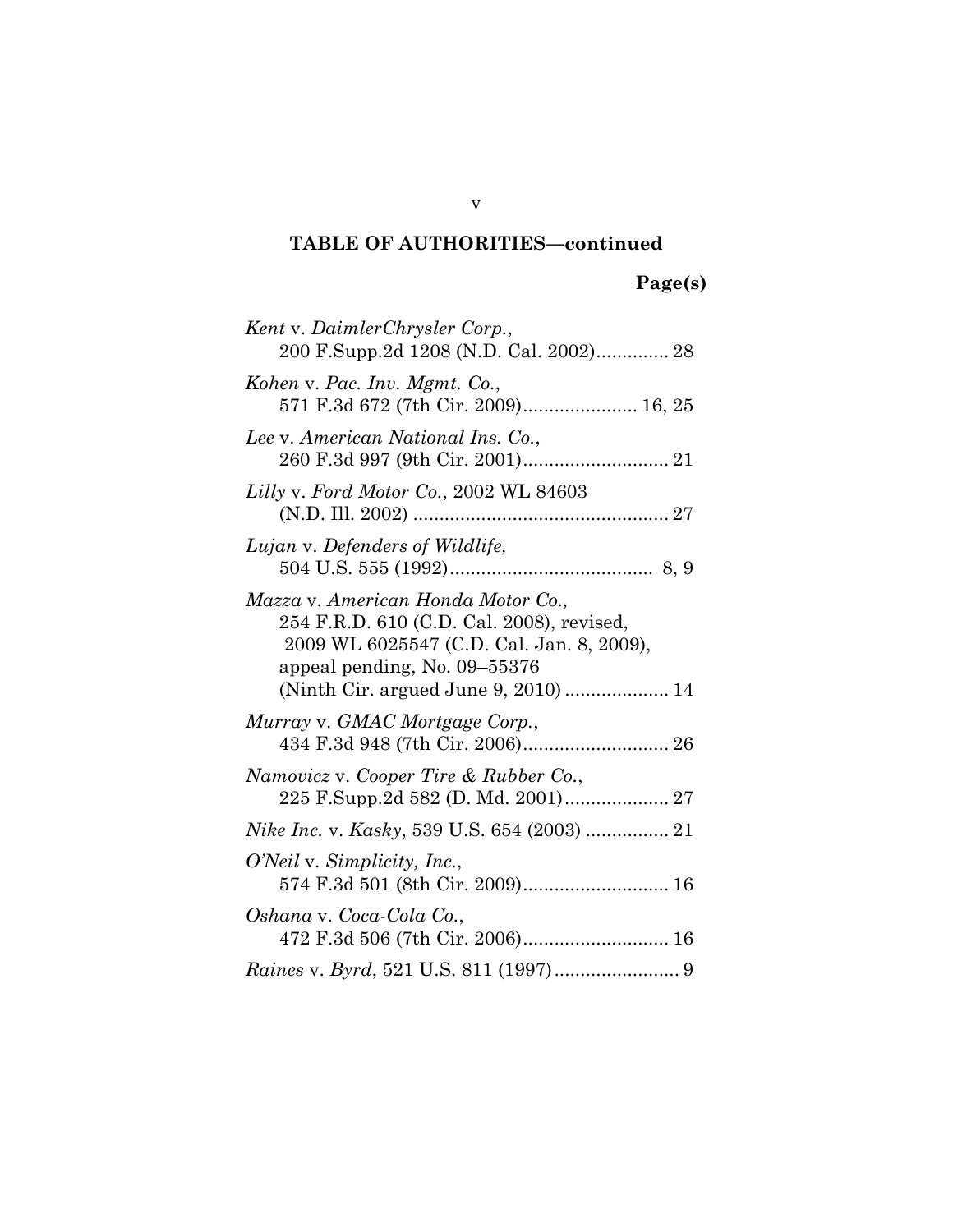**TABLE OF AUTHORITIES—continued**

**Page(s)**

*Kent* v. *DaimlerChrysler Corp.*,
200 F.Supp.2d 1208 (N.D. Cal. 2002).............. 28

*Kohen* v. *Pac. Inv. Mgmt. Co.*,
571 F.3d 672 (7th Cir. 2009)...................... 16, 25

*Lee* v. *American National Ins. Co.*,
260 F.3d 997 (9th Cir. 2001)............................ 21

*Lilly* v. *Ford Motor Co.*, 2002 WL 84603
(N.D. Ill. 2002) ................................................. 27

*Lujan* v. *Defenders of Wildlife,*
504 U.S. 555 (1992)....................................... 8, 9

*Mazza* v. *American Honda Motor Co.,*
254 F.R.D. 610 (C.D. Cal. 2008), revised,
2009 WL 6025547 (C.D. Cal. Jan. 8, 2009),
appeal pending, No. 09–55376
(Ninth Cir. argued June 9, 2010) .................... 14

*Murray* v. *GMAC Mortgage Corp.*,
434 F.3d 948 (7th Cir. 2006)............................ 26

*Namovicz* v. *Cooper Tire & Rubber Co.*,
225 F.Supp.2d 582 (D. Md. 2001).................... 27

*Nike Inc.* v. *Kasky*, 539 U.S. 654 (2003) ................ 21

*O'Neil* v. *Simplicity, Inc.*,
574 F.3d 501 (8th Cir. 2009)............................ 16

*Oshana* v. *Coca-Cola Co.*,
472 F.3d 506 (7th Cir. 2006)............................ 16

*Raines* v. *Byrd*, 521 U.S. 811 (1997)........................ 9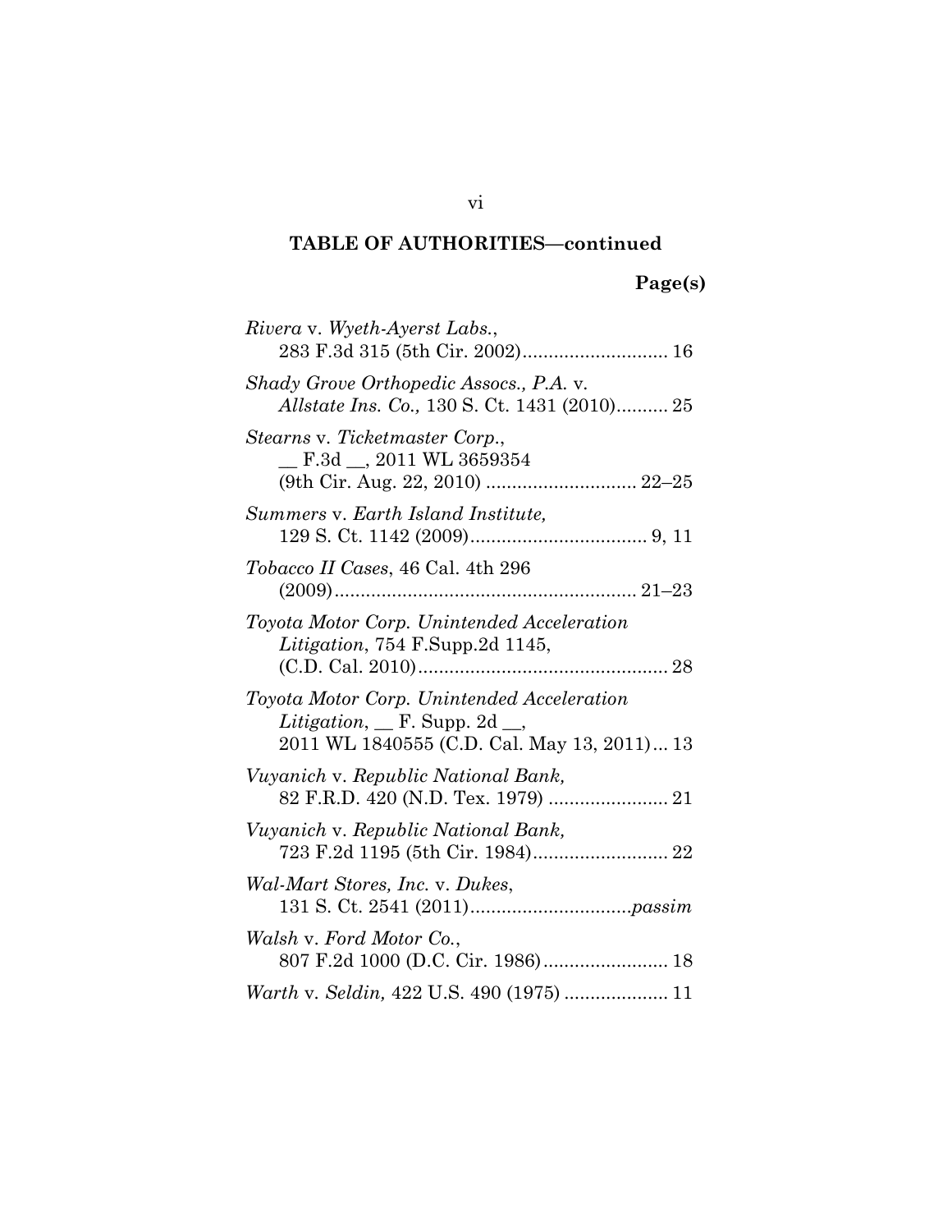## TABLE OF AUTHORITIES—continued

**Page(s)**

*Rivera* v. *Wyeth-Ayerst Labs.*, 283 F.3d 315 (5th Cir. 2002)............................ 16

*Shady Grove Orthopedic Assocs., P.A.* v. *Allstate Ins. Co.,* 130 S. Ct. 1431 (2010).......... 25

*Stearns* v. *Ticketmaster Corp.*, __ F.3d __, 2011 WL 3659354 (9th Cir. Aug. 22, 2010) ............................ 22–25

*Summers* v. *Earth Island Institute,* 129 S. Ct. 1142 (2009).................................. 9, 11

*Tobacco II Cases*, 46 Cal. 4th 296 (2009)......................................................... 21–23

*Toyota Motor Corp. Unintended Acceleration Litigation*, 754 F.Supp.2d 1145, (C.D. Cal. 2010)................................................ 28

*Toyota Motor Corp. Unintended Acceleration Litigation*, __ F. Supp. 2d __, 2011 WL 1840555 (C.D. Cal. May 13, 2011)... 13

*Vuyanich* v. *Republic National Bank,* 82 F.R.D. 420 (N.D. Tex. 1979) ....................... 21

*Vuyanich* v. *Republic National Bank,* 723 F.2d 1195 (5th Cir. 1984).......................... 22

*Wal-Mart Stores, Inc.* v. *Dukes*, 131 S. Ct. 2541 (2011)..............................*passim*

*Walsh* v. *Ford Motor Co.*, 807 F.2d 1000 (D.C. Cir. 1986)........................ 18

*Warth* v. *Seldin,* 422 U.S. 490 (1975) .................... 11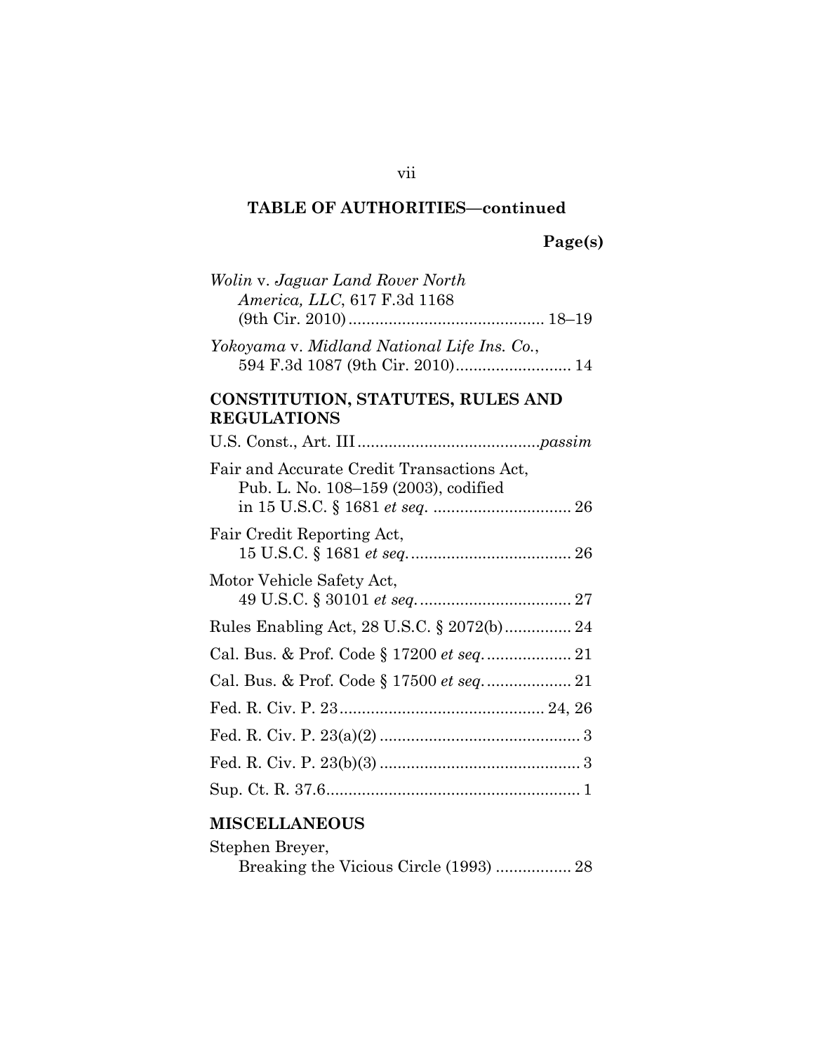## TABLE OF AUTHORITIES—continued

Page(s)

*Wolin* v. *Jaguar Land Rover North America, LLC*, 617 F.3d 1168 (9th Cir. 2010)............................................ 18–19

*Yokoyama* v. *Midland National Life Ins. Co.*, 594 F.3d 1087 (9th Cir. 2010).......................... 14

### CONSTITUTION, STATUTES, RULES AND REGULATIONS

U.S. Const., Art. III........................................*passim*

Fair and Accurate Credit Transactions Act, Pub. L. No. 108–159 (2003), codified in 15 U.S.C. § 1681 *et seq.* ............................... 26

Fair Credit Reporting Act, 15 U.S.C. § 1681 *et seq.*.................................... 26

Motor Vehicle Safety Act, 49 U.S.C. § 30101 *et seq.*.................................. 27

Rules Enabling Act, 28 U.S.C. § 2072(b)............... 24

Cal. Bus. & Prof. Code § 17200 *et seq.*................... 21

Cal. Bus. & Prof. Code § 17500 *et seq.*................... 21

Fed. R. Civ. P. 23............................................. 24, 26

Fed. R. Civ. P. 23(a)(2) ............................................. 3

Fed. R. Civ. P. 23(b)(3) ............................................. 3

Sup. Ct. R. 37.6......................................................... 1

### MISCELLANEOUS

Stephen Breyer, Breaking the Vicious Circle (1993) ................. 28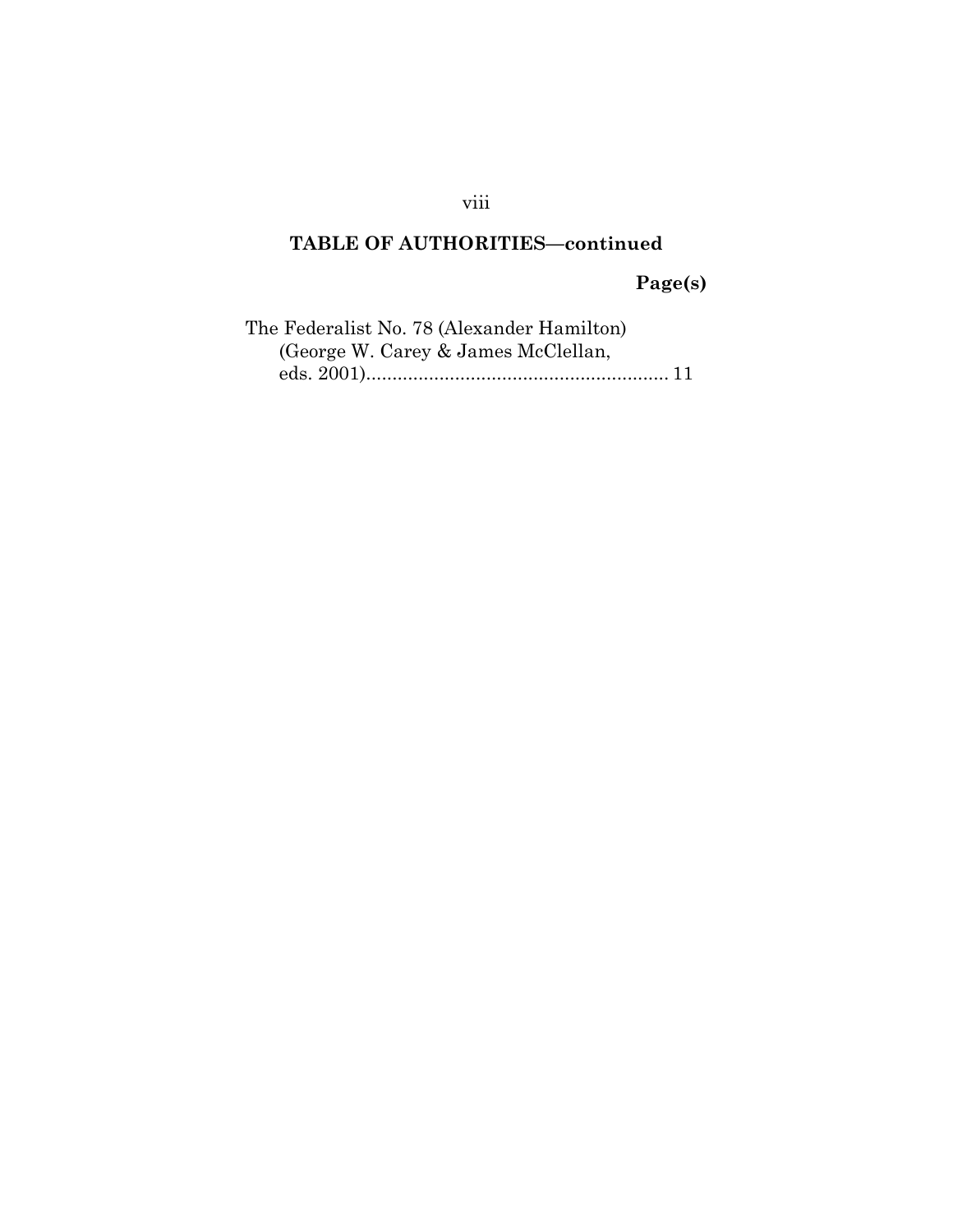## TABLE OF AUTHORITIES—continued

**Page(s)**

The Federalist No. 78 (Alexander Hamilton) (George W. Carey & James McClellan, eds. 2001)........................................................ 11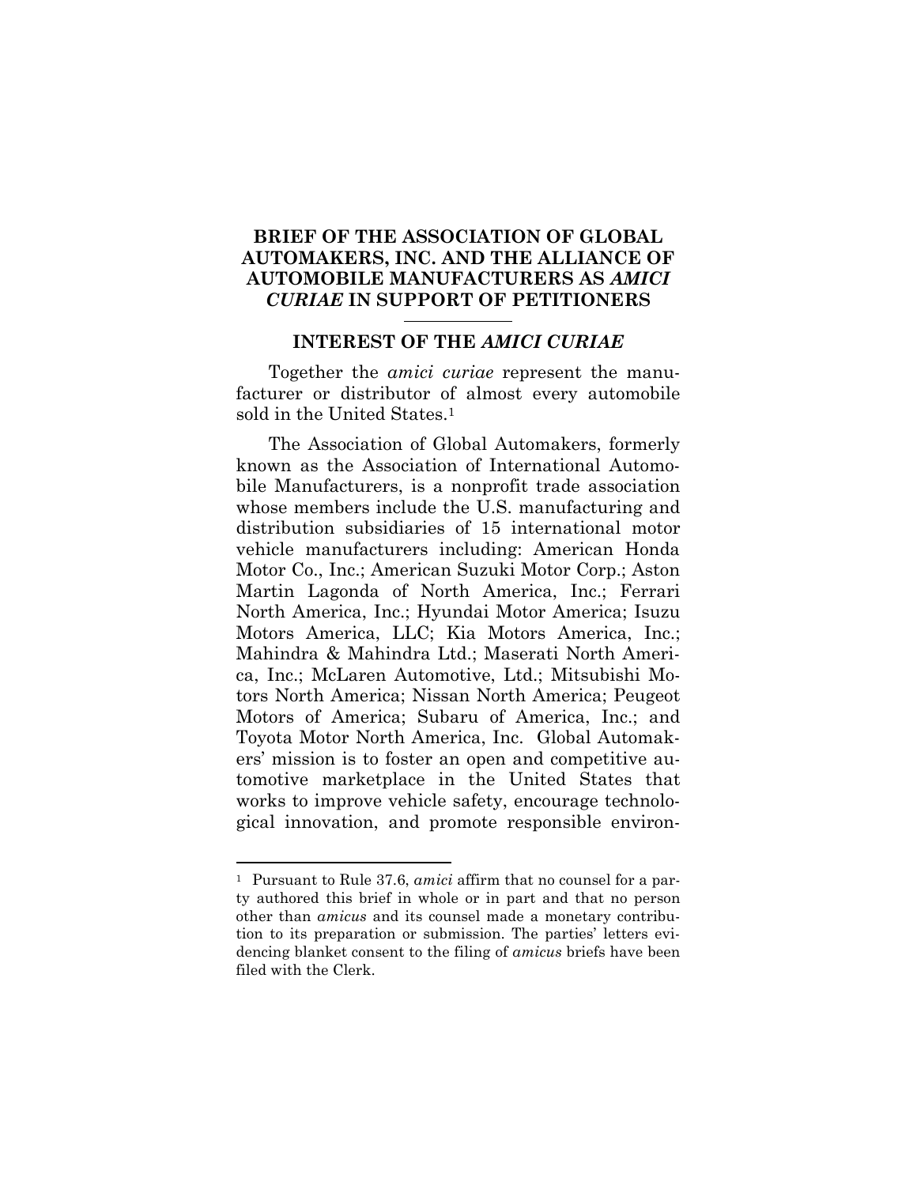## BRIEF OF THE ASSOCIATION OF GLOBAL AUTOMAKERS, INC. AND THE ALLIANCE OF AUTOMOBILE MANUFACTURERS AS *AMICI CURIAE* IN SUPPORT OF PETITIONERS

### INTEREST OF THE *AMICI CURIAE*

Together the *amici curiae* represent the manufacturer or distributor of almost every automobile sold in the United States.[1]

The Association of Global Automakers, formerly known as the Association of International Automobile Manufacturers, is a nonprofit trade association whose members include the U.S. manufacturing and distribution subsidiaries of 15 international motor vehicle manufacturers including: American Honda Motor Co., Inc.; American Suzuki Motor Corp.; Aston Martin Lagonda of North America, Inc.; Ferrari North America, Inc.; Hyundai Motor America; Isuzu Motors America, LLC; Kia Motors America, Inc.; Mahindra & Mahindra Ltd.; Maserati North America, Inc.; McLaren Automotive, Ltd.; Mitsubishi Motors North America; Nissan North America; Peugeot Motors of America; Subaru of America, Inc.; and Toyota Motor North America, Inc. Global Automakers' mission is to foster an open and competitive automotive marketplace in the United States that works to improve vehicle safety, encourage technological innovation, and promote responsible environ-

[1] Pursuant to Rule 37.6, *amici* affirm that no counsel for a party authored this brief in whole or in part and that no person other than *amicus* and its counsel made a monetary contribution to its preparation or submission. The parties' letters evidencing blanket consent to the filing of *amicus* briefs have been filed with the Clerk.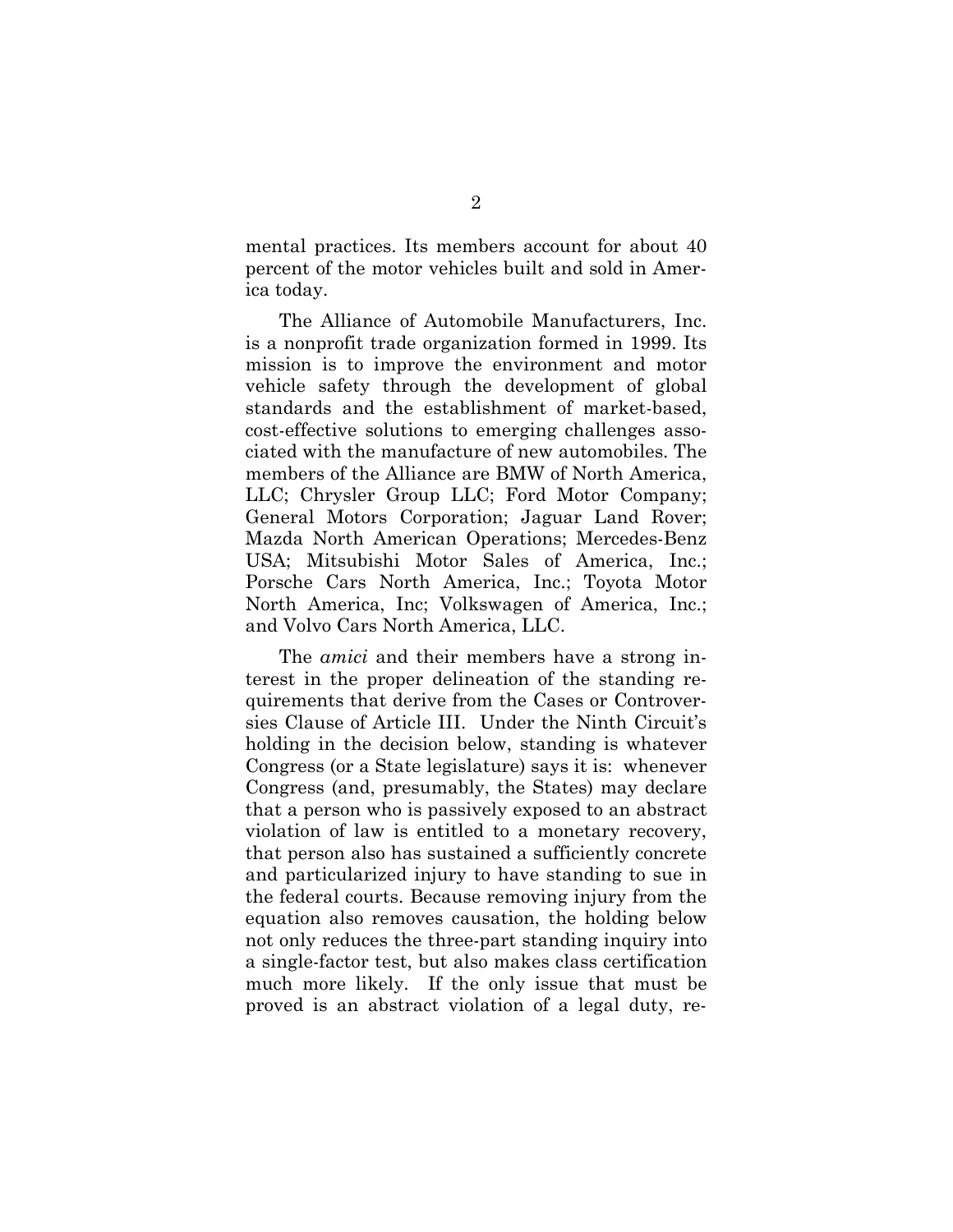mental practices. Its members account for about 40 percent of the motor vehicles built and sold in America today.

The Alliance of Automobile Manufacturers, Inc. is a nonprofit trade organization formed in 1999. Its mission is to improve the environment and motor vehicle safety through the development of global standards and the establishment of market-based, cost-effective solutions to emerging challenges associated with the manufacture of new automobiles. The members of the Alliance are BMW of North America, LLC; Chrysler Group LLC; Ford Motor Company; General Motors Corporation; Jaguar Land Rover; Mazda North American Operations; Mercedes-Benz USA; Mitsubishi Motor Sales of America, Inc.; Porsche Cars North America, Inc.; Toyota Motor North America, Inc; Volkswagen of America, Inc.; and Volvo Cars North America, LLC.

The *amici* and their members have a strong interest in the proper delineation of the standing requirements that derive from the Cases or Controversies Clause of Article III. Under the Ninth Circuit's holding in the decision below, standing is whatever Congress (or a State legislature) says it is: whenever Congress (and, presumably, the States) may declare that a person who is passively exposed to an abstract violation of law is entitled to a monetary recovery, that person also has sustained a sufficiently concrete and particularized injury to have standing to sue in the federal courts. Because removing injury from the equation also removes causation, the holding below not only reduces the three-part standing inquiry into a single-factor test, but also makes class certification much more likely. If the only issue that must be proved is an abstract violation of a legal duty, re-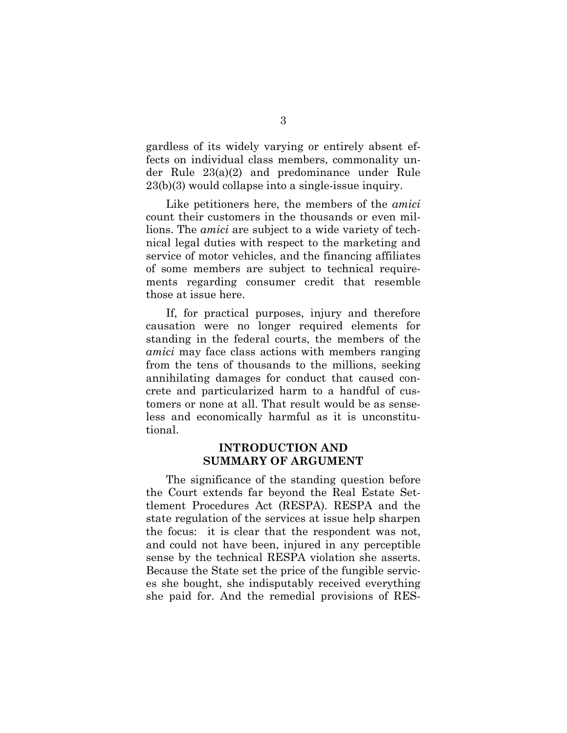gardless of its widely varying or entirely absent effects on individual class members, commonality under Rule 23(a)(2) and predominance under Rule 23(b)(3) would collapse into a single-issue inquiry.

Like petitioners here, the members of the *amici* count their customers in the thousands or even millions. The *amici* are subject to a wide variety of technical legal duties with respect to the marketing and service of motor vehicles, and the financing affiliates of some members are subject to technical requirements regarding consumer credit that resemble those at issue here.

If, for practical purposes, injury and therefore causation were no longer required elements for standing in the federal courts, the members of the *amici* may face class actions with members ranging from the tens of thousands to the millions, seeking annihilating damages for conduct that caused concrete and particularized harm to a handful of customers or none at all. That result would be as senseless and economically harmful as it is unconstitutional.

## INTRODUCTION AND SUMMARY OF ARGUMENT

The significance of the standing question before the Court extends far beyond the Real Estate Settlement Procedures Act (RESPA). RESPA and the state regulation of the services at issue help sharpen the focus: it is clear that the respondent was not, and could not have been, injured in any perceptible sense by the technical RESPA violation she asserts. Because the State set the price of the fungible services she bought, she indisputably received everything she paid for. And the remedial provisions of RES-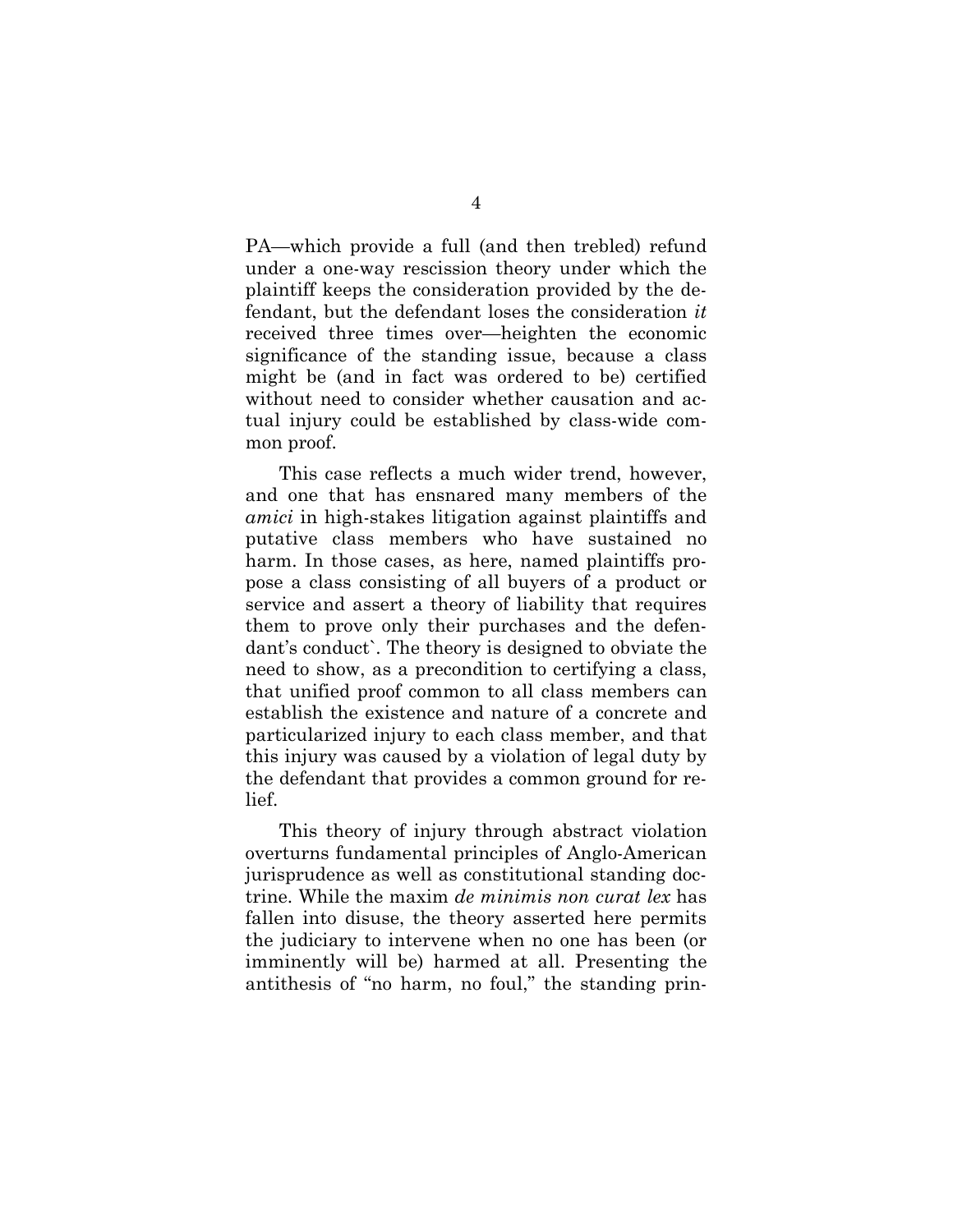PA—which provide a full (and then trebled) refund under a one-way rescission theory under which the plaintiff keeps the consideration provided by the defendant, but the defendant loses the consideration *it* received three times over—heighten the economic significance of the standing issue, because a class might be (and in fact was ordered to be) certified without need to consider whether causation and actual injury could be established by class-wide common proof.

This case reflects a much wider trend, however, and one that has ensnared many members of the *amici* in high-stakes litigation against plaintiffs and putative class members who have sustained no harm. In those cases, as here, named plaintiffs propose a class consisting of all buyers of a product or service and assert a theory of liability that requires them to prove only their purchases and the defendant's conduct`. The theory is designed to obviate the need to show, as a precondition to certifying a class, that unified proof common to all class members can establish the existence and nature of a concrete and particularized injury to each class member, and that this injury was caused by a violation of legal duty by the defendant that provides a common ground for relief.

This theory of injury through abstract violation overturns fundamental principles of Anglo-American jurisprudence as well as constitutional standing doctrine. While the maxim *de minimis non curat lex* has fallen into disuse, the theory asserted here permits the judiciary to intervene when no one has been (or imminently will be) harmed at all. Presenting the antithesis of "no harm, no foul," the standing prin-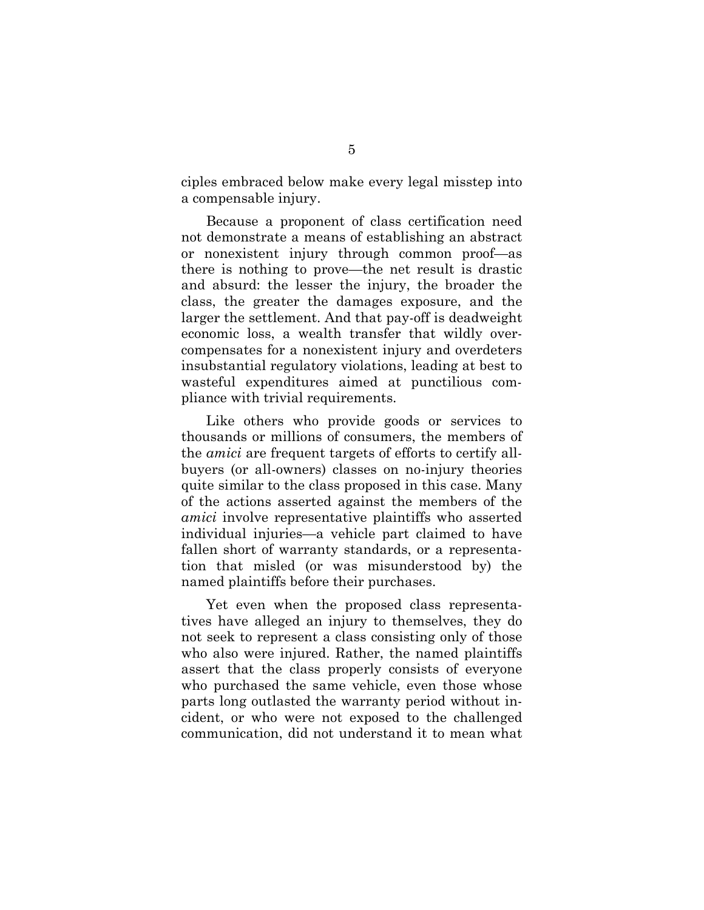ciples embraced below make every legal misstep into a compensable injury.

Because a proponent of class certification need not demonstrate a means of establishing an abstract or nonexistent injury through common proof—as there is nothing to prove—the net result is drastic and absurd: the lesser the injury, the broader the class, the greater the damages exposure, and the larger the settlement. And that pay-off is deadweight economic loss, a wealth transfer that wildly overcompensates for a nonexistent injury and overdeters insubstantial regulatory violations, leading at best to wasteful expenditures aimed at punctilious compliance with trivial requirements.

Like others who provide goods or services to thousands or millions of consumers, the members of the *amici* are frequent targets of efforts to certify all-buyers (or all-owners) classes on no-injury theories quite similar to the class proposed in this case. Many of the actions asserted against the members of the *amici* involve representative plaintiffs who asserted individual injuries—a vehicle part claimed to have fallen short of warranty standards, or a representation that misled (or was misunderstood by) the named plaintiffs before their purchases.

Yet even when the proposed class representatives have alleged an injury to themselves, they do not seek to represent a class consisting only of those who also were injured. Rather, the named plaintiffs assert that the class properly consists of everyone who purchased the same vehicle, even those whose parts long outlasted the warranty period without incident, or who were not exposed to the challenged communication, did not understand it to mean what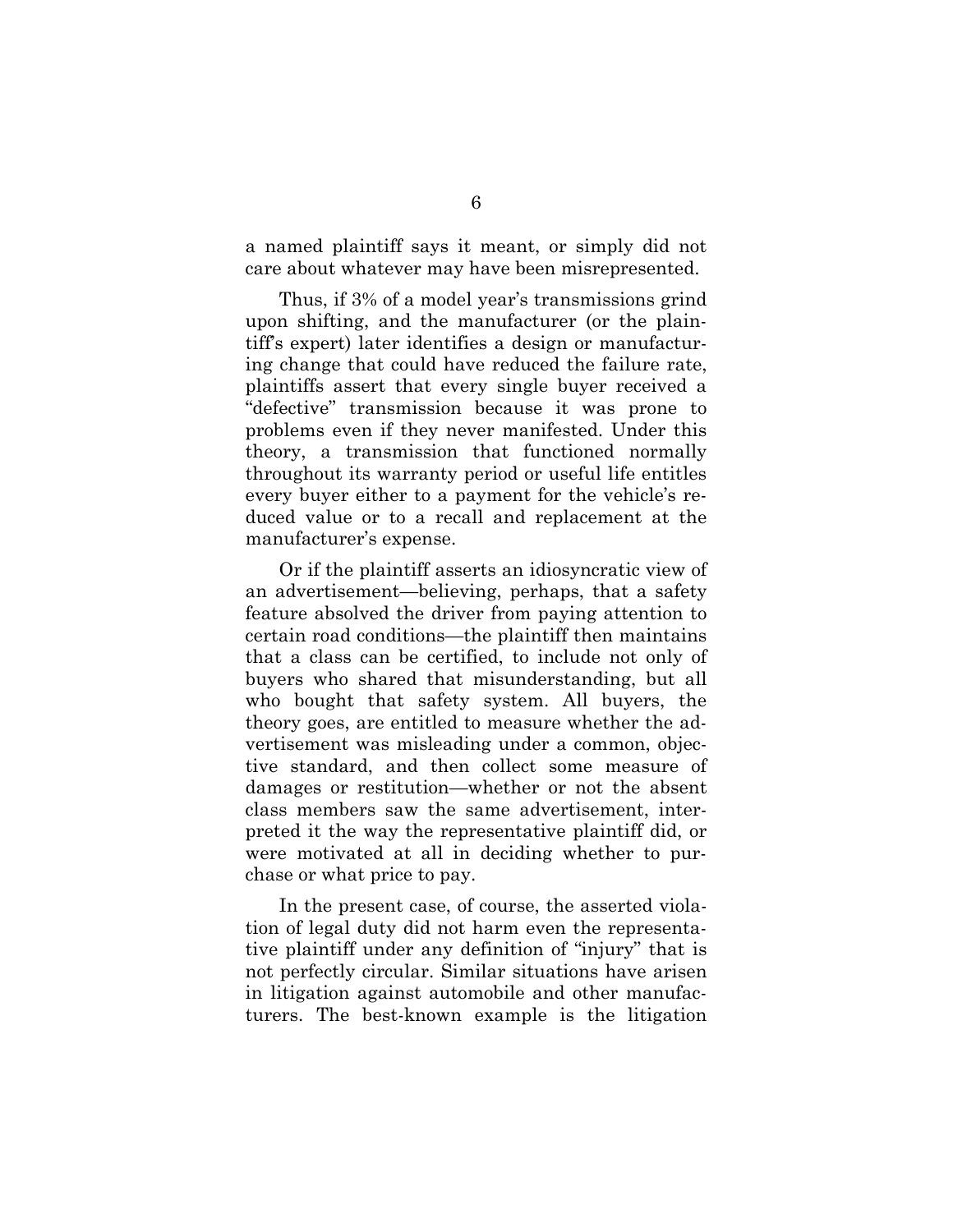a named plaintiff says it meant, or simply did not care about whatever may have been misrepresented.

Thus, if 3% of a model year's transmissions grind upon shifting, and the manufacturer (or the plaintiff's expert) later identifies a design or manufacturing change that could have reduced the failure rate, plaintiffs assert that every single buyer received a "defective" transmission because it was prone to problems even if they never manifested. Under this theory, a transmission that functioned normally throughout its warranty period or useful life entitles every buyer either to a payment for the vehicle's reduced value or to a recall and replacement at the manufacturer's expense.

Or if the plaintiff asserts an idiosyncratic view of an advertisement—believing, perhaps, that a safety feature absolved the driver from paying attention to certain road conditions—the plaintiff then maintains that a class can be certified, to include not only of buyers who shared that misunderstanding, but all who bought that safety system. All buyers, the theory goes, are entitled to measure whether the advertisement was misleading under a common, objective standard, and then collect some measure of damages or restitution—whether or not the absent class members saw the same advertisement, interpreted it the way the representative plaintiff did, or were motivated at all in deciding whether to purchase or what price to pay.

In the present case, of course, the asserted violation of legal duty did not harm even the representative plaintiff under any definition of "injury" that is not perfectly circular. Similar situations have arisen in litigation against automobile and other manufacturers. The best-known example is the litigation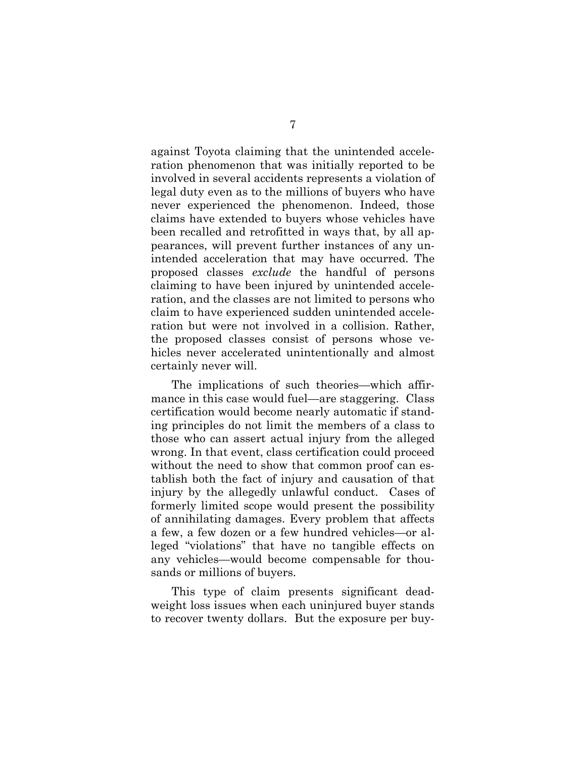against Toyota claiming that the unintended acceleration phenomenon that was initially reported to be involved in several accidents represents a violation of legal duty even as to the millions of buyers who have never experienced the phenomenon. Indeed, those claims have extended to buyers whose vehicles have been recalled and retrofitted in ways that, by all appearances, will prevent further instances of any unintended acceleration that may have occurred. The proposed classes *exclude* the handful of persons claiming to have been injured by unintended acceleration, and the classes are not limited to persons who claim to have experienced sudden unintended acceleration but were not involved in a collision. Rather, the proposed classes consist of persons whose vehicles never accelerated unintentionally and almost certainly never will.

The implications of such theories—which affirmance in this case would fuel—are staggering. Class certification would become nearly automatic if standing principles do not limit the members of a class to those who can assert actual injury from the alleged wrong. In that event, class certification could proceed without the need to show that common proof can establish both the fact of injury and causation of that injury by the allegedly unlawful conduct. Cases of formerly limited scope would present the possibility of annihilating damages. Every problem that affects a few, a few dozen or a few hundred vehicles—or alleged "violations" that have no tangible effects on any vehicles—would become compensable for thousands or millions of buyers.

This type of claim presents significant deadweight loss issues when each uninjured buyer stands to recover twenty dollars. But the exposure per buy-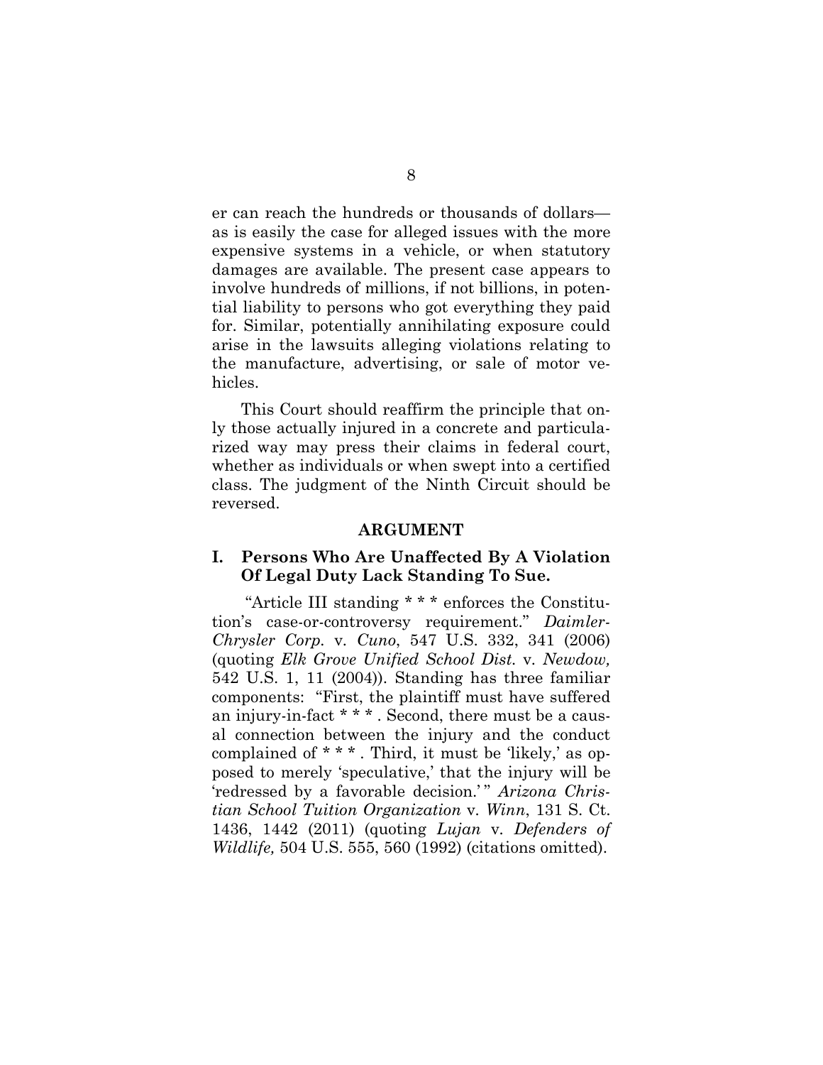er can reach the hundreds or thousands of dollars—as is easily the case for alleged issues with the more expensive systems in a vehicle, or when statutory damages are available. The present case appears to involve hundreds of millions, if not billions, in potential liability to persons who got everything they paid for. Similar, potentially annihilating exposure could arise in the lawsuits alleging violations relating to the manufacture, advertising, or sale of motor vehicles.

This Court should reaffirm the principle that only those actually injured in a concrete and particularized way may press their claims in federal court, whether as individuals or when swept into a certified class. The judgment of the Ninth Circuit should be reversed.

## ARGUMENT

### I. Persons Who Are Unaffected By A Violation Of Legal Duty Lack Standing To Sue.

"Article III standing * * * enforces the Constitution's case-or-controversy requirement." *DaimlerChrysler Corp.* v. *Cuno*, 547 U.S. 332, 341 (2006) (quoting *Elk Grove Unified School Dist.* v. *Newdow,* 542 U.S. 1, 11 (2004)). Standing has three familiar components: "First, the plaintiff must have suffered an injury-in-fact * * * . Second, there must be a causal connection between the injury and the conduct complained of * * * . Third, it must be 'likely,' as opposed to merely 'speculative,' that the injury will be 'redressed by a favorable decision.'" *Arizona Christian School Tuition Organization* v. *Winn*, 131 S. Ct. 1436, 1442 (2011) (quoting *Lujan* v. *Defenders of Wildlife,* 504 U.S. 555, 560 (1992) (citations omitted).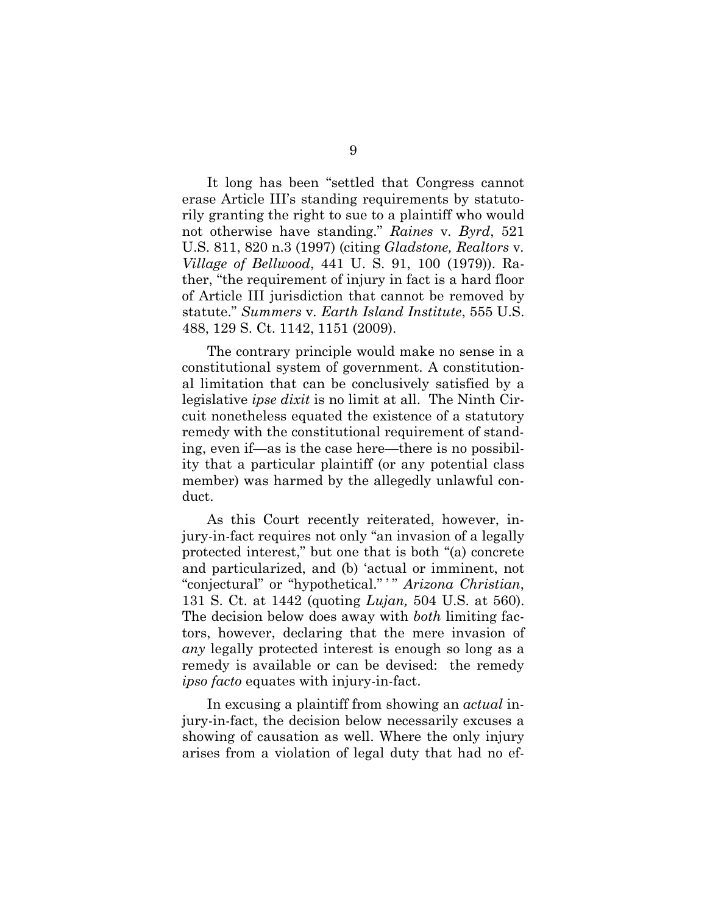It long has been "settled that Congress cannot erase Article III's standing requirements by statutorily granting the right to sue to a plaintiff who would not otherwise have standing." *Raines* v. *Byrd*, 521 U.S. 811, 820 n.3 (1997) (citing *Gladstone, Realtors* v. *Village of Bellwood*, 441 U. S. 91, 100 (1979)). Rather, "the requirement of injury in fact is a hard floor of Article III jurisdiction that cannot be removed by statute." *Summers* v. *Earth Island Institute*, 555 U.S. 488, 129 S. Ct. 1142, 1151 (2009).

The contrary principle would make no sense in a constitutional system of government. A constitutional limitation that can be conclusively satisfied by a legislative *ipse dixit* is no limit at all. The Ninth Circuit nonetheless equated the existence of a statutory remedy with the constitutional requirement of standing, even if—as is the case here—there is no possibility that a particular plaintiff (or any potential class member) was harmed by the allegedly unlawful conduct.

As this Court recently reiterated, however, injury-in-fact requires not only "an invasion of a legally protected interest," but one that is both "(a) concrete and particularized, and (b) 'actual or imminent, not "conjectural" or "hypothetical."' " *Arizona Christian*, 131 S. Ct. at 1442 (quoting *Lujan,* 504 U.S. at 560). The decision below does away with *both* limiting factors, however, declaring that the mere invasion of *any* legally protected interest is enough so long as a remedy is available or can be devised: the remedy *ipso facto* equates with injury-in-fact.

In excusing a plaintiff from showing an *actual* injury-in-fact, the decision below necessarily excuses a showing of causation as well. Where the only injury arises from a violation of legal duty that had no ef-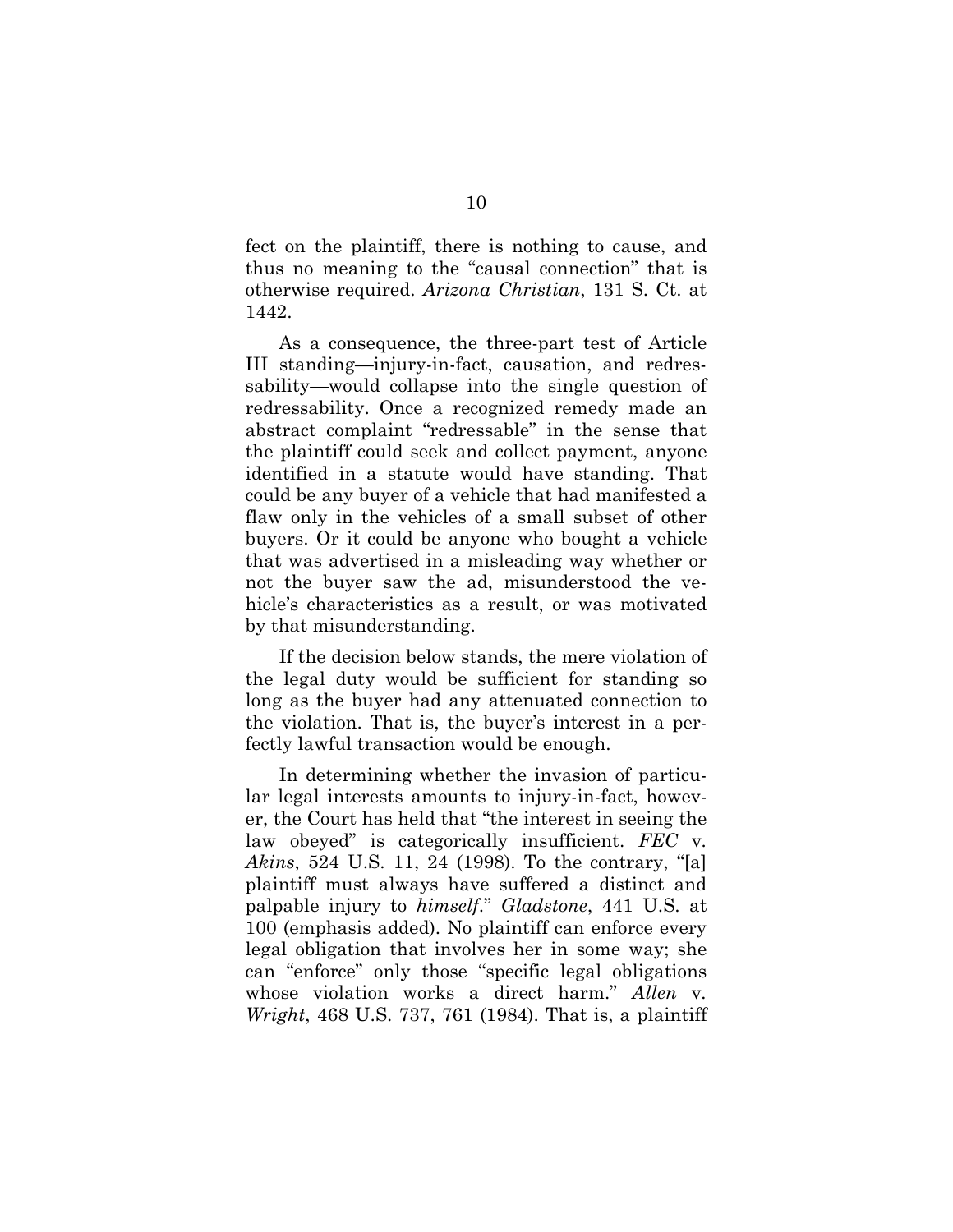fect on the plaintiff, there is nothing to cause, and thus no meaning to the "causal connection" that is otherwise required. *Arizona Christian*, 131 S. Ct. at 1442.

As a consequence, the three-part test of Article III standing—injury-in-fact, causation, and redressability—would collapse into the single question of redressability. Once a recognized remedy made an abstract complaint "redressable" in the sense that the plaintiff could seek and collect payment, anyone identified in a statute would have standing. That could be any buyer of a vehicle that had manifested a flaw only in the vehicles of a small subset of other buyers. Or it could be anyone who bought a vehicle that was advertised in a misleading way whether or not the buyer saw the ad, misunderstood the vehicle's characteristics as a result, or was motivated by that misunderstanding.

If the decision below stands, the mere violation of the legal duty would be sufficient for standing so long as the buyer had any attenuated connection to the violation. That is, the buyer's interest in a perfectly lawful transaction would be enough.

In determining whether the invasion of particular legal interests amounts to injury-in-fact, however, the Court has held that "the interest in seeing the law obeyed" is categorically insufficient. *FEC* v. *Akins*, 524 U.S. 11, 24 (1998). To the contrary, "[a] plaintiff must always have suffered a distinct and palpable injury to *himself*." *Gladstone*, 441 U.S. at 100 (emphasis added). No plaintiff can enforce every legal obligation that involves her in some way; she can "enforce" only those "specific legal obligations whose violation works a direct harm." *Allen* v. *Wright*, 468 U.S. 737, 761 (1984). That is, a plaintiff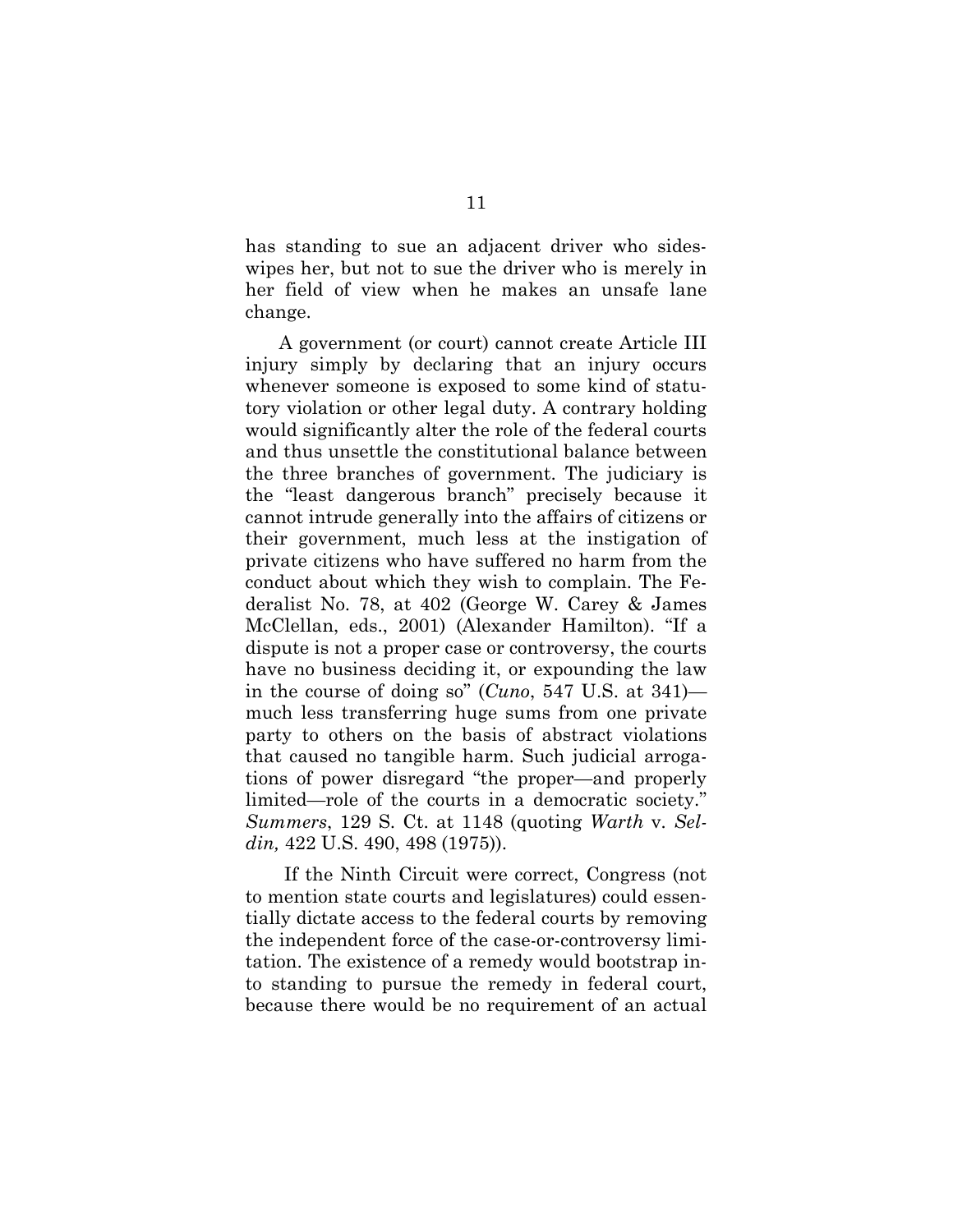has standing to sue an adjacent driver who sideswipes her, but not to sue the driver who is merely in her field of view when he makes an unsafe lane change.

A government (or court) cannot create Article III injury simply by declaring that an injury occurs whenever someone is exposed to some kind of statutory violation or other legal duty. A contrary holding would significantly alter the role of the federal courts and thus unsettle the constitutional balance between the three branches of government. The judiciary is the "least dangerous branch" precisely because it cannot intrude generally into the affairs of citizens or their government, much less at the instigation of private citizens who have suffered no harm from the conduct about which they wish to complain. The Federalist No. 78, at 402 (George W. Carey & James McClellan, eds., 2001) (Alexander Hamilton). "If a dispute is not a proper case or controversy, the courts have no business deciding it, or expounding the law in the course of doing so" (*Cuno*, 547 U.S. at 341)—much less transferring huge sums from one private party to others on the basis of abstract violations that caused no tangible harm. Such judicial arrogations of power disregard "the proper—and properly limited—role of the courts in a democratic society." *Summers*, 129 S. Ct. at 1148 (quoting *Warth* v. *Seldin,* 422 U.S. 490, 498 (1975)).

If the Ninth Circuit were correct, Congress (not to mention state courts and legislatures) could essentially dictate access to the federal courts by removing the independent force of the case-or-controversy limitation. The existence of a remedy would bootstrap into standing to pursue the remedy in federal court, because there would be no requirement of an actual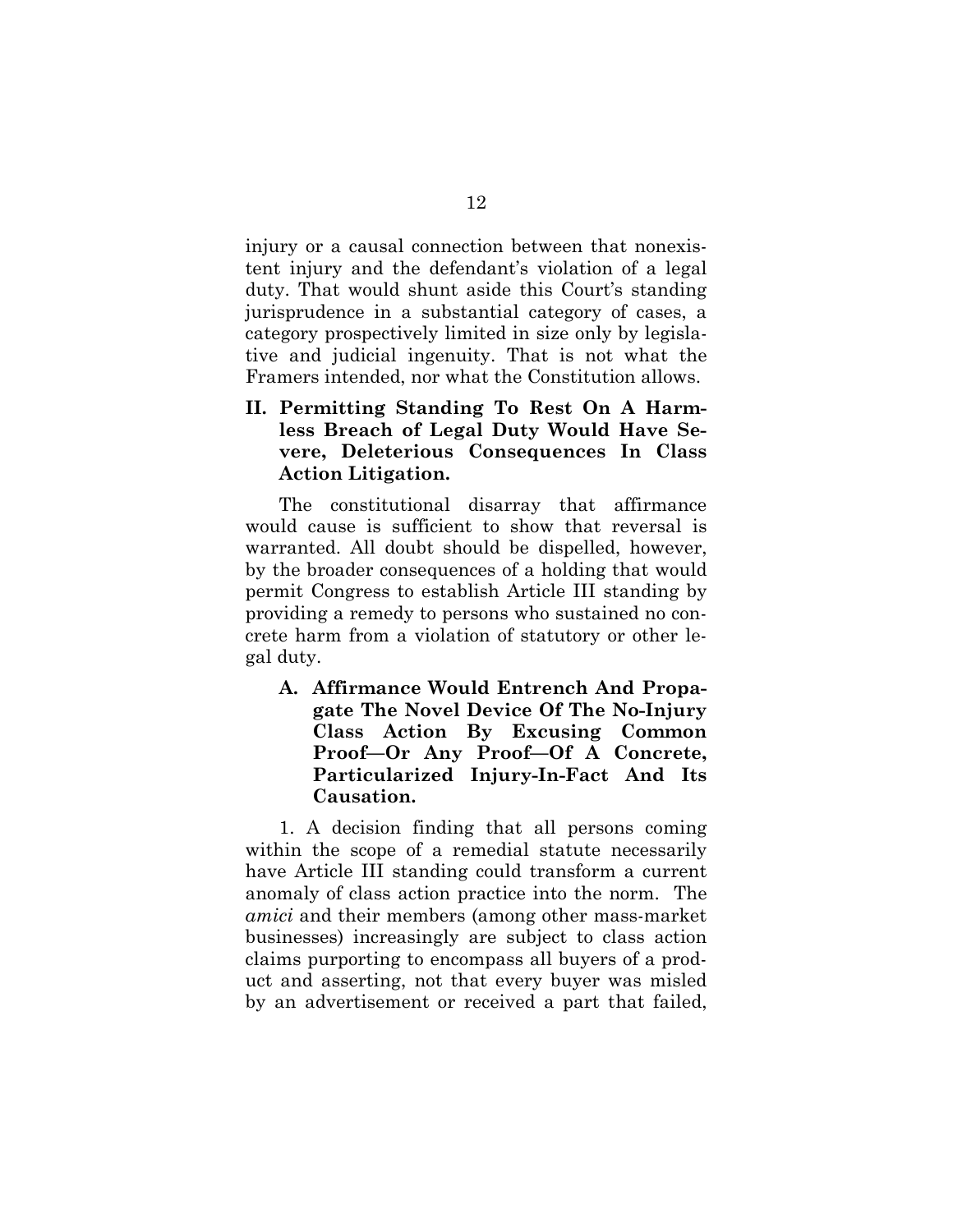injury or a causal connection between that nonexistent injury and the defendant's violation of a legal duty. That would shunt aside this Court's standing jurisprudence in a substantial category of cases, a category prospectively limited in size only by legislative and judicial ingenuity. That is not what the Framers intended, nor what the Constitution allows.

## II. Permitting Standing To Rest On A Harmless Breach of Legal Duty Would Have Severe, Deleterious Consequences In Class Action Litigation.

The constitutional disarray that affirmance would cause is sufficient to show that reversal is warranted. All doubt should be dispelled, however, by the broader consequences of a holding that would permit Congress to establish Article III standing by providing a remedy to persons who sustained no concrete harm from a violation of statutory or other legal duty.

### A. Affirmance Would Entrench And Propagate The Novel Device Of The No-Injury Class Action By Excusing Common Proof—Or Any Proof—Of A Concrete, Particularized Injury-In-Fact And Its Causation.

1. A decision finding that all persons coming within the scope of a remedial statute necessarily have Article III standing could transform a current anomaly of class action practice into the norm. The *amici* and their members (among other mass-market businesses) increasingly are subject to class action claims purporting to encompass all buyers of a product and asserting, not that every buyer was misled by an advertisement or received a part that failed,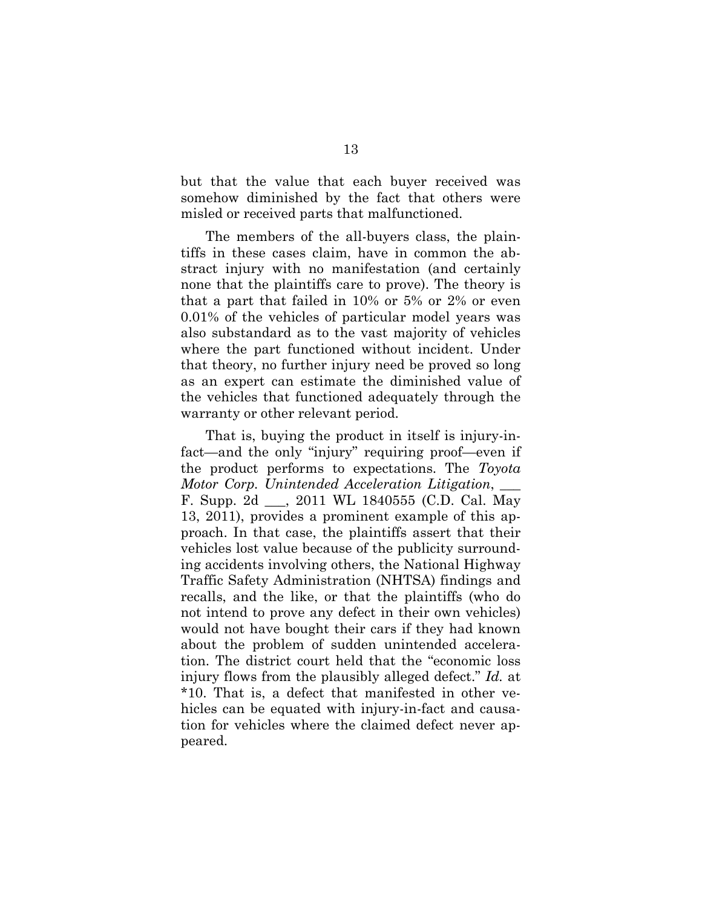but that the value that each buyer received was somehow diminished by the fact that others were misled or received parts that malfunctioned.

The members of the all-buyers class, the plaintiffs in these cases claim, have in common the abstract injury with no manifestation (and certainly none that the plaintiffs care to prove). The theory is that a part that failed in 10% or 5% or 2% or even 0.01% of the vehicles of particular model years was also substandard as to the vast majority of vehicles where the part functioned without incident. Under that theory, no further injury need be proved so long as an expert can estimate the diminished value of the vehicles that functioned adequately through the warranty or other relevant period.

That is, buying the product in itself is injury-in-fact—and the only "injury" requiring proof—even if the product performs to expectations. The *Toyota Motor Corp. Unintended Acceleration Litigation*, ___ F. Supp. 2d ___, 2011 WL 1840555 (C.D. Cal. May 13, 2011), provides a prominent example of this approach. In that case, the plaintiffs assert that their vehicles lost value because of the publicity surrounding accidents involving others, the National Highway Traffic Safety Administration (NHTSA) findings and recalls, and the like, or that the plaintiffs (who do not intend to prove any defect in their own vehicles) would not have bought their cars if they had known about the problem of sudden unintended acceleration. The district court held that the "economic loss injury flows from the plausibly alleged defect." *Id.* at *10. That is, a defect that manifested in other vehicles can be equated with injury-in-fact and causation for vehicles where the claimed defect never appeared.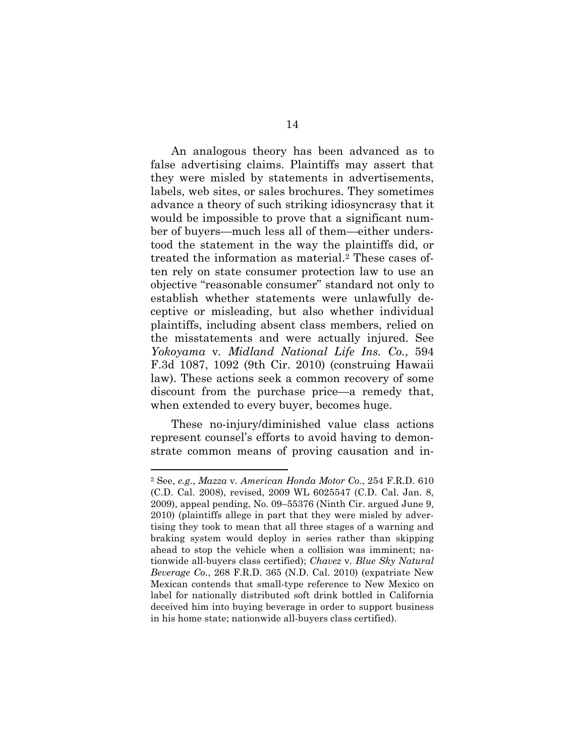An analogous theory has been advanced as to false advertising claims. Plaintiffs may assert that they were misled by statements in advertisements, labels, web sites, or sales brochures. They sometimes advance a theory of such striking idiosyncrasy that it would be impossible to prove that a significant number of buyers—much less all of them—either understood the statement in the way the plaintiffs did, or treated the information as material.[2] These cases often rely on state consumer protection law to use an objective "reasonable consumer" standard not only to establish whether statements were unlawfully deceptive or misleading, but also whether individual plaintiffs, including absent class members, relied on the misstatements and were actually injured. See *Yokoyama* v. *Midland National Life Ins. Co.*, 594 F.3d 1087, 1092 (9th Cir. 2010) (construing Hawaii law). These actions seek a common recovery of some discount from the purchase price—a remedy that, when extended to every buyer, becomes huge.

These no-injury/diminished value class actions represent counsel's efforts to avoid having to demonstrate common means of proving causation and in-

---

[2] See, *e.g.*, *Mazza* v. *American Honda Motor Co.*, 254 F.R.D. 610 (C.D. Cal. 2008), revised, 2009 WL 6025547 (C.D. Cal. Jan. 8, 2009), appeal pending, No. 09–55376 (Ninth Cir. argued June 9, 2010) (plaintiffs allege in part that they were misled by advertising they took to mean that all three stages of a warning and braking system would deploy in series rather than skipping ahead to stop the vehicle when a collision was imminent; nationwide all-buyers class certified); *Chavez* v. *Blue Sky Natural Beverage Co.*, 268 F.R.D. 365 (N.D. Cal. 2010) (expatriate New Mexican contends that small-type reference to New Mexico on label for nationally distributed soft drink bottled in California deceived him into buying beverage in order to support business in his home state; nationwide all-buyers class certified).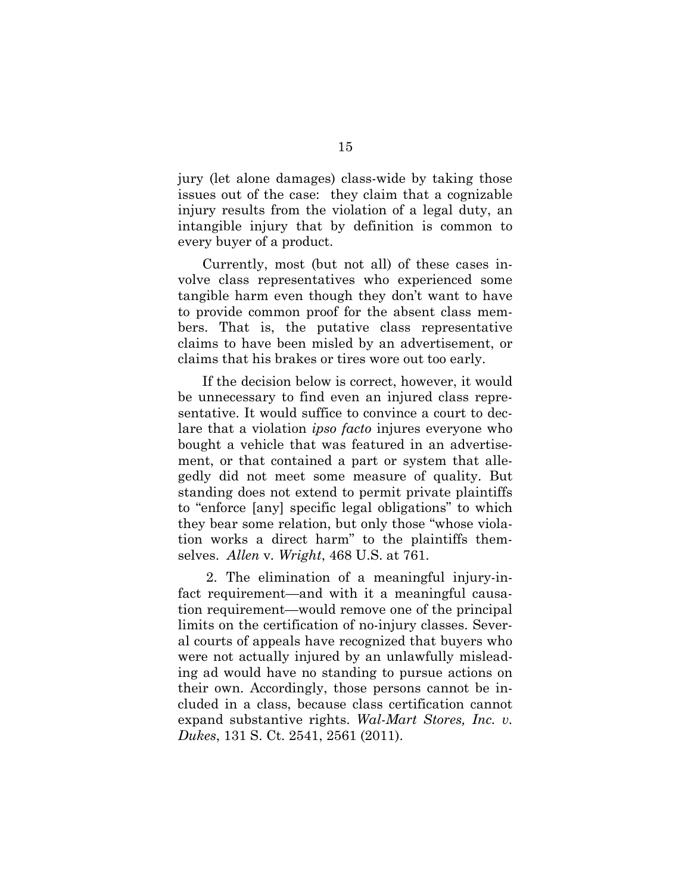jury (let alone damages) class-wide by taking those issues out of the case: they claim that a cognizable injury results from the violation of a legal duty, an intangible injury that by definition is common to every buyer of a product.

Currently, most (but not all) of these cases involve class representatives who experienced some tangible harm even though they don't want to have to provide common proof for the absent class members. That is, the putative class representative claims to have been misled by an advertisement, or claims that his brakes or tires wore out too early.

If the decision below is correct, however, it would be unnecessary to find even an injured class representative. It would suffice to convince a court to declare that a violation *ipso facto* injures everyone who bought a vehicle that was featured in an advertisement, or that contained a part or system that allegedly did not meet some measure of quality. But standing does not extend to permit private plaintiffs to "enforce [any] specific legal obligations" to which they bear some relation, but only those "whose violation works a direct harm" to the plaintiffs themselves. *Allen* v. *Wright*, 468 U.S. at 761.

2. The elimination of a meaningful injury-in-fact requirement—and with it a meaningful causation requirement—would remove one of the principal limits on the certification of no-injury classes. Several courts of appeals have recognized that buyers who were not actually injured by an unlawfully misleading ad would have no standing to pursue actions on their own. Accordingly, those persons cannot be included in a class, because class certification cannot expand substantive rights. *Wal-Mart Stores, Inc. v. Dukes*, 131 S. Ct. 2541, 2561 (2011).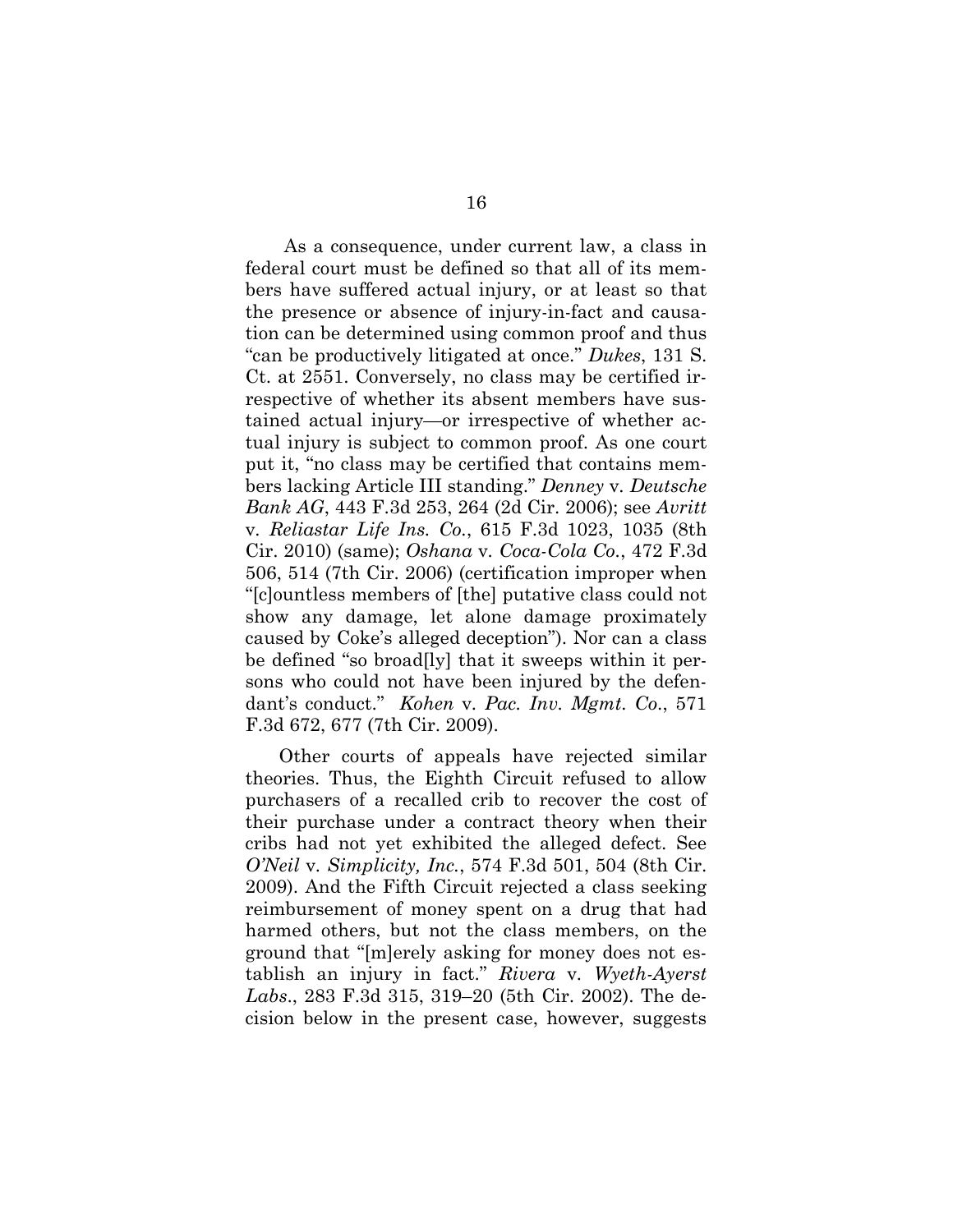As a consequence, under current law, a class in federal court must be defined so that all of its members have suffered actual injury, or at least so that the presence or absence of injury-in-fact and causation can be determined using common proof and thus "can be productively litigated at once." *Dukes*, 131 S. Ct. at 2551. Conversely, no class may be certified irrespective of whether its absent members have sustained actual injury—or irrespective of whether actual injury is subject to common proof. As one court put it, "no class may be certified that contains members lacking Article III standing." *Denney* v. *Deutsche Bank AG*, 443 F.3d 253, 264 (2d Cir. 2006); see *Avritt* v. *Reliastar Life Ins. Co.*, 615 F.3d 1023, 1035 (8th Cir. 2010) (same); *Oshana* v. *Coca-Cola Co.*, 472 F.3d 506, 514 (7th Cir. 2006) (certification improper when "[c]ountless members of [the] putative class could not show any damage, let alone damage proximately caused by Coke's alleged deception"). Nor can a class be defined "so broad[ly] that it sweeps within it persons who could not have been injured by the defendant's conduct." *Kohen* v. *Pac. Inv. Mgmt. Co.*, 571 F.3d 672, 677 (7th Cir. 2009).

Other courts of appeals have rejected similar theories. Thus, the Eighth Circuit refused to allow purchasers of a recalled crib to recover the cost of their purchase under a contract theory when their cribs had not yet exhibited the alleged defect. See *O'Neil* v. *Simplicity, Inc.*, 574 F.3d 501, 504 (8th Cir. 2009). And the Fifth Circuit rejected a class seeking reimbursement of money spent on a drug that had harmed others, but not the class members, on the ground that "[m]erely asking for money does not establish an injury in fact." *Rivera* v. *Wyeth-Ayerst Labs.*, 283 F.3d 315, 319–20 (5th Cir. 2002). The decision below in the present case, however, suggests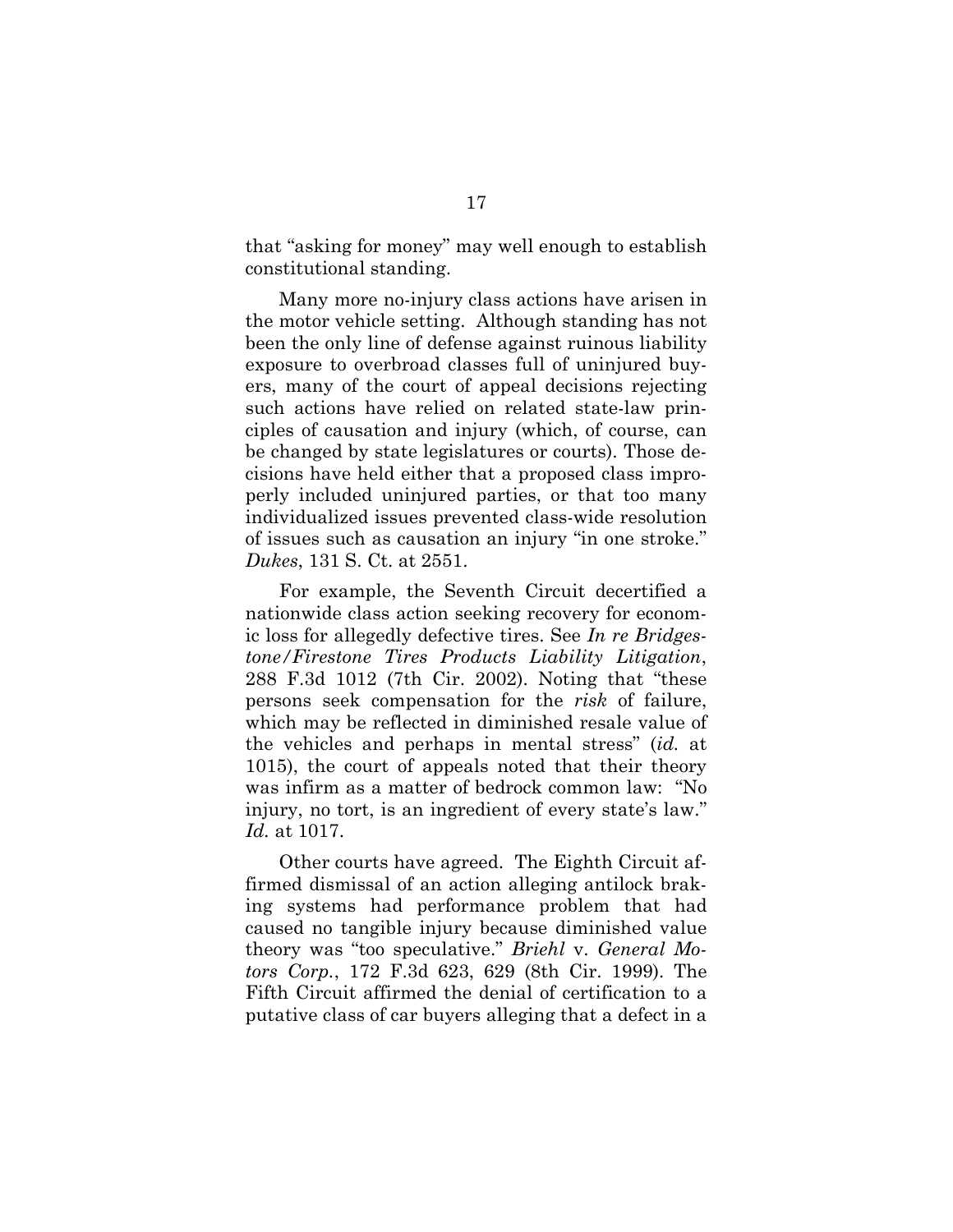that "asking for money" may well enough to establish constitutional standing.

Many more no-injury class actions have arisen in the motor vehicle setting. Although standing has not been the only line of defense against ruinous liability exposure to overbroad classes full of uninjured buyers, many of the court of appeal decisions rejecting such actions have relied on related state-law principles of causation and injury (which, of course, can be changed by state legislatures or courts). Those decisions have held either that a proposed class improperly included uninjured parties, or that too many individualized issues prevented class-wide resolution of issues such as causation an injury "in one stroke." *Dukes*, 131 S. Ct. at 2551.

For example, the Seventh Circuit decertified a nationwide class action seeking recovery for economic loss for allegedly defective tires. See *In re Bridgestone/Firestone Tires Products Liability Litigation*, 288 F.3d 1012 (7th Cir. 2002). Noting that "these persons seek compensation for the *risk* of failure, which may be reflected in diminished resale value of the vehicles and perhaps in mental stress" (*id.* at 1015), the court of appeals noted that their theory was infirm as a matter of bedrock common law: "No injury, no tort, is an ingredient of every state's law." *Id.* at 1017.

Other courts have agreed. The Eighth Circuit affirmed dismissal of an action alleging antilock braking systems had performance problem that had caused no tangible injury because diminished value theory was "too speculative." *Briehl* v. *General Motors Corp.*, 172 F.3d 623, 629 (8th Cir. 1999). The Fifth Circuit affirmed the denial of certification to a putative class of car buyers alleging that a defect in a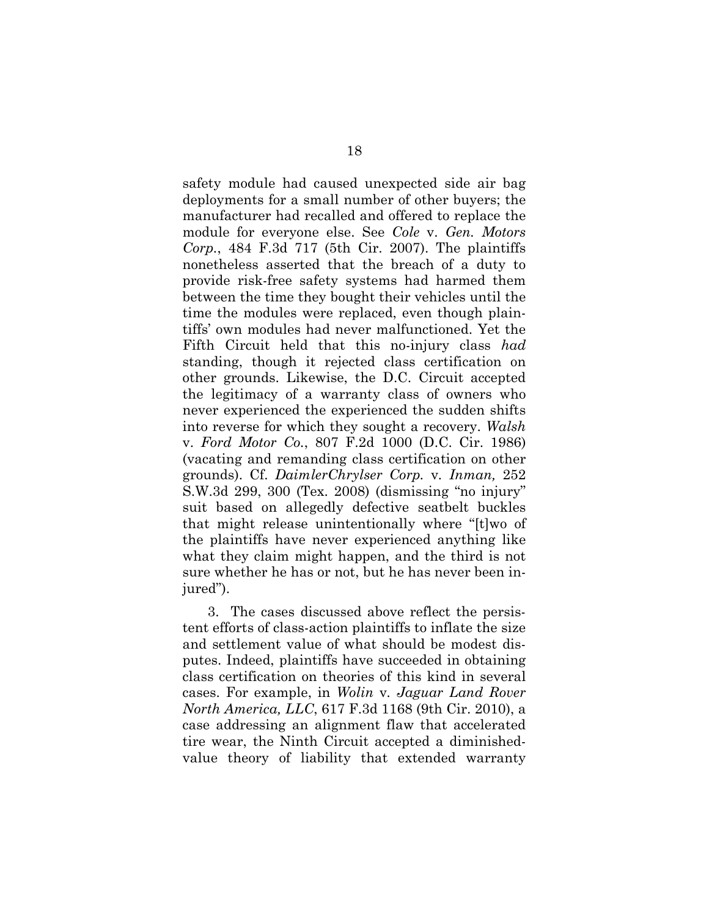safety module had caused unexpected side air bag deployments for a small number of other buyers; the manufacturer had recalled and offered to replace the module for everyone else. See *Cole* v. *Gen. Motors Corp.*, 484 F.3d 717 (5th Cir. 2007). The plaintiffs nonetheless asserted that the breach of a duty to provide risk-free safety systems had harmed them between the time they bought their vehicles until the time the modules were replaced, even though plaintiffs' own modules had never malfunctioned. Yet the Fifth Circuit held that this no-injury class *had* standing, though it rejected class certification on other grounds. Likewise, the D.C. Circuit accepted the legitimacy of a warranty class of owners who never experienced the experienced the sudden shifts into reverse for which they sought a recovery. *Walsh* v. *Ford Motor Co.*, 807 F.2d 1000 (D.C. Cir. 1986) (vacating and remanding class certification on other grounds). Cf. *DaimlerChrylser Corp.* v. *Inman,* 252 S.W.3d 299, 300 (Tex. 2008) (dismissing "no injury" suit based on allegedly defective seatbelt buckles that might release unintentionally where "[t]wo of the plaintiffs have never experienced anything like what they claim might happen, and the third is not sure whether he has or not, but he has never been injured").

3. The cases discussed above reflect the persistent efforts of class-action plaintiffs to inflate the size and settlement value of what should be modest disputes. Indeed, plaintiffs have succeeded in obtaining class certification on theories of this kind in several cases. For example, in *Wolin* v. *Jaguar Land Rover North America, LLC*, 617 F.3d 1168 (9th Cir. 2010), a case addressing an alignment flaw that accelerated tire wear, the Ninth Circuit accepted a diminished-value theory of liability that extended warranty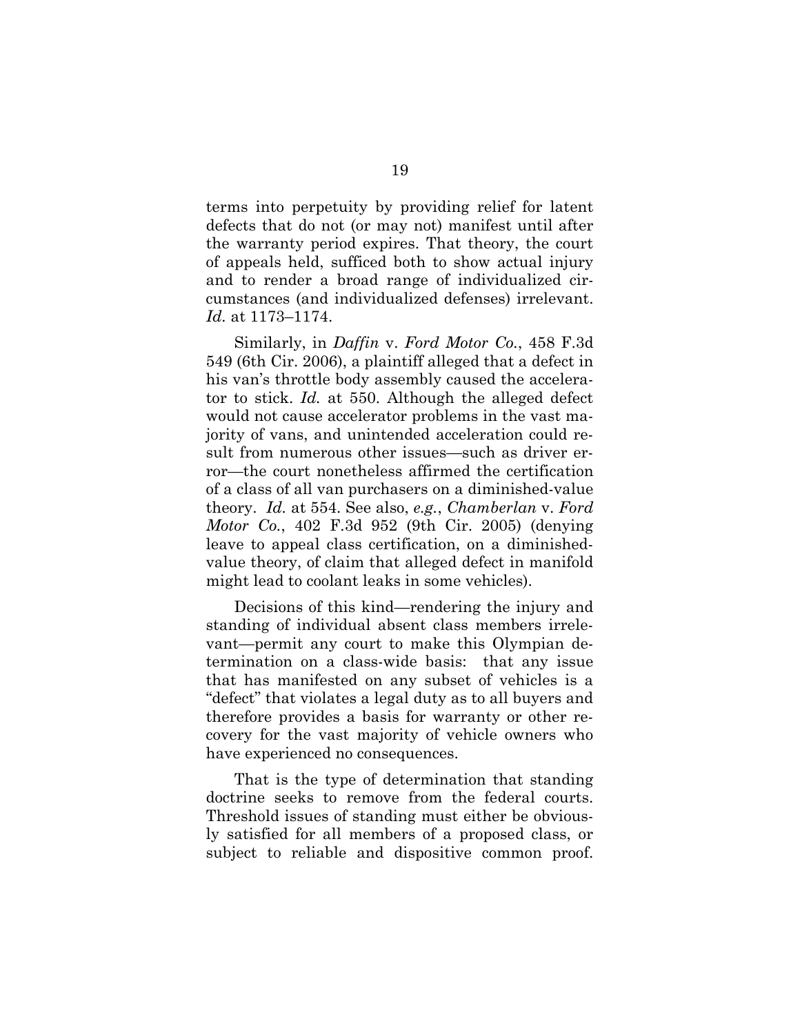terms into perpetuity by providing relief for latent defects that do not (or may not) manifest until after the warranty period expires. That theory, the court of appeals held, sufficed both to show actual injury and to render a broad range of individualized circumstances (and individualized defenses) irrelevant. *Id.* at 1173–1174.

Similarly, in *Daffin* v. *Ford Motor Co.*, 458 F.3d 549 (6th Cir. 2006), a plaintiff alleged that a defect in his van's throttle body assembly caused the accelerator to stick. *Id.* at 550. Although the alleged defect would not cause accelerator problems in the vast majority of vans, and unintended acceleration could result from numerous other issues—such as driver error—the court nonetheless affirmed the certification of a class of all van purchasers on a diminished-value theory. *Id.* at 554. See also, *e.g.*, *Chamberlan* v. *Ford Motor Co.*, 402 F.3d 952 (9th Cir. 2005) (denying leave to appeal class certification, on a diminished-value theory, of claim that alleged defect in manifold might lead to coolant leaks in some vehicles).

Decisions of this kind—rendering the injury and standing of individual absent class members irrelevant—permit any court to make this Olympian determination on a class-wide basis: that any issue that has manifested on any subset of vehicles is a "defect" that violates a legal duty as to all buyers and therefore provides a basis for warranty or other recovery for the vast majority of vehicle owners who have experienced no consequences.

That is the type of determination that standing doctrine seeks to remove from the federal courts. Threshold issues of standing must either be obviously satisfied for all members of a proposed class, or subject to reliable and dispositive common proof.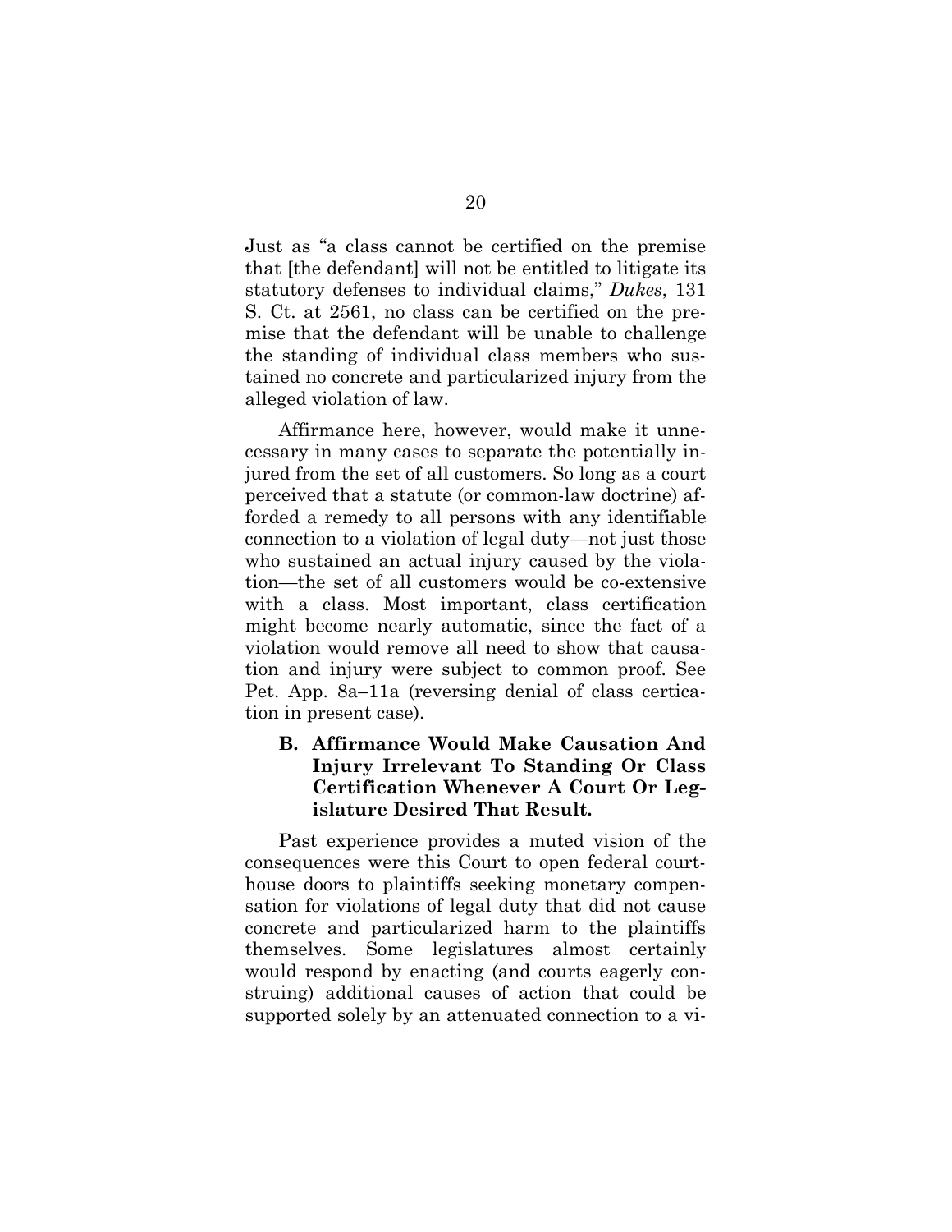Just as "a class cannot be certified on the premise that [the defendant] will not be entitled to litigate its statutory defenses to individual claims," *Dukes*, 131 S. Ct. at 2561, no class can be certified on the premise that the defendant will be unable to challenge the standing of individual class members who sustained no concrete and particularized injury from the alleged violation of law.

Affirmance here, however, would make it unnecessary in many cases to separate the potentially injured from the set of all customers. So long as a court perceived that a statute (or common-law doctrine) afforded a remedy to all persons with any identifiable connection to a violation of legal duty—not just those who sustained an actual injury caused by the violation—the set of all customers would be co-extensive with a class. Most important, class certification might become nearly automatic, since the fact of a violation would remove all need to show that causation and injury were subject to common proof. See Pet. App. 8a–11a (reversing denial of class certication in present case).

### B. Affirmance Would Make Causation And Injury Irrelevant To Standing Or Class Certification Whenever A Court Or Legislature Desired That Result.

Past experience provides a muted vision of the consequences were this Court to open federal courthouse doors to plaintiffs seeking monetary compensation for violations of legal duty that did not cause concrete and particularized harm to the plaintiffs themselves. Some legislatures almost certainly would respond by enacting (and courts eagerly construing) additional causes of action that could be supported solely by an attenuated connection to a vi-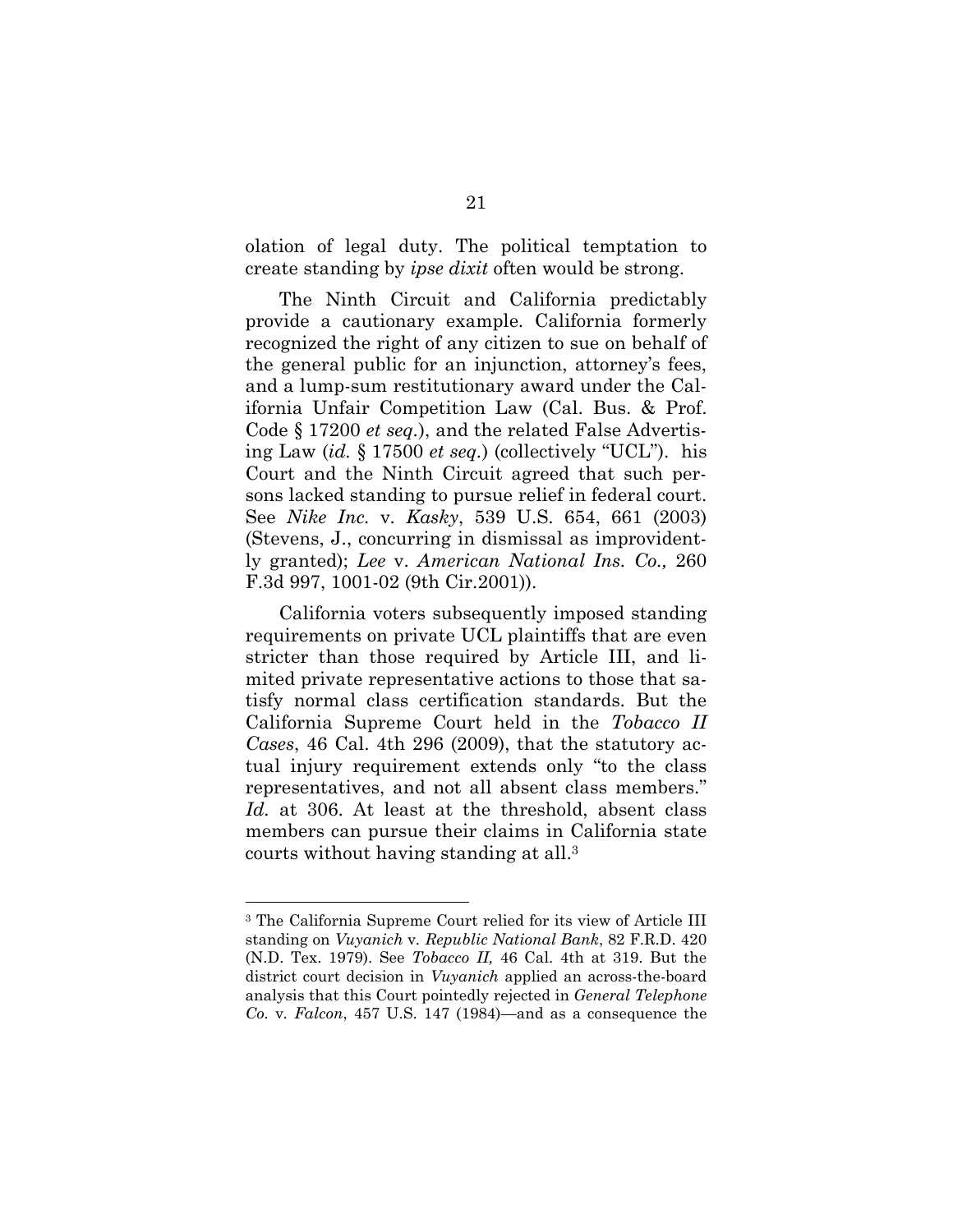olation of legal duty. The political temptation to create standing by *ipse dixit* often would be strong.

The Ninth Circuit and California predictably provide a cautionary example. California formerly recognized the right of any citizen to sue on behalf of the general public for an injunction, attorney's fees, and a lump-sum restitutionary award under the California Unfair Competition Law (Cal. Bus. & Prof. Code § 17200 *et seq.*), and the related False Advertising Law (*id.* § 17500 *et seq.*) (collectively "UCL"). his Court and the Ninth Circuit agreed that such persons lacked standing to pursue relief in federal court. See *Nike Inc.* v. *Kasky*, 539 U.S. 654, 661 (2003) (Stevens, J., concurring in dismissal as improvidently granted); *Lee* v. *American National Ins. Co.,* 260 F.3d 997, 1001-02 (9th Cir.2001)).

California voters subsequently imposed standing requirements on private UCL plaintiffs that are even stricter than those required by Article III, and limited private representative actions to those that satisfy normal class certification standards. But the California Supreme Court held in the *Tobacco II Cases*, 46 Cal. 4th 296 (2009), that the statutory actual injury requirement extends only "to the class representatives, and not all absent class members." *Id.* at 306. At least at the threshold, absent class members can pursue their claims in California state courts without having standing at all.[3]

[3] The California Supreme Court relied for its view of Article III standing on *Vuyanich* v. *Republic National Bank*, 82 F.R.D. 420 (N.D. Tex. 1979). See *Tobacco II,* 46 Cal. 4th at 319. But the district court decision in *Vuyanich* applied an across-the-board analysis that this Court pointedly rejected in *General Telephone Co.* v. *Falcon*, 457 U.S. 147 (1984)—and as a consequence the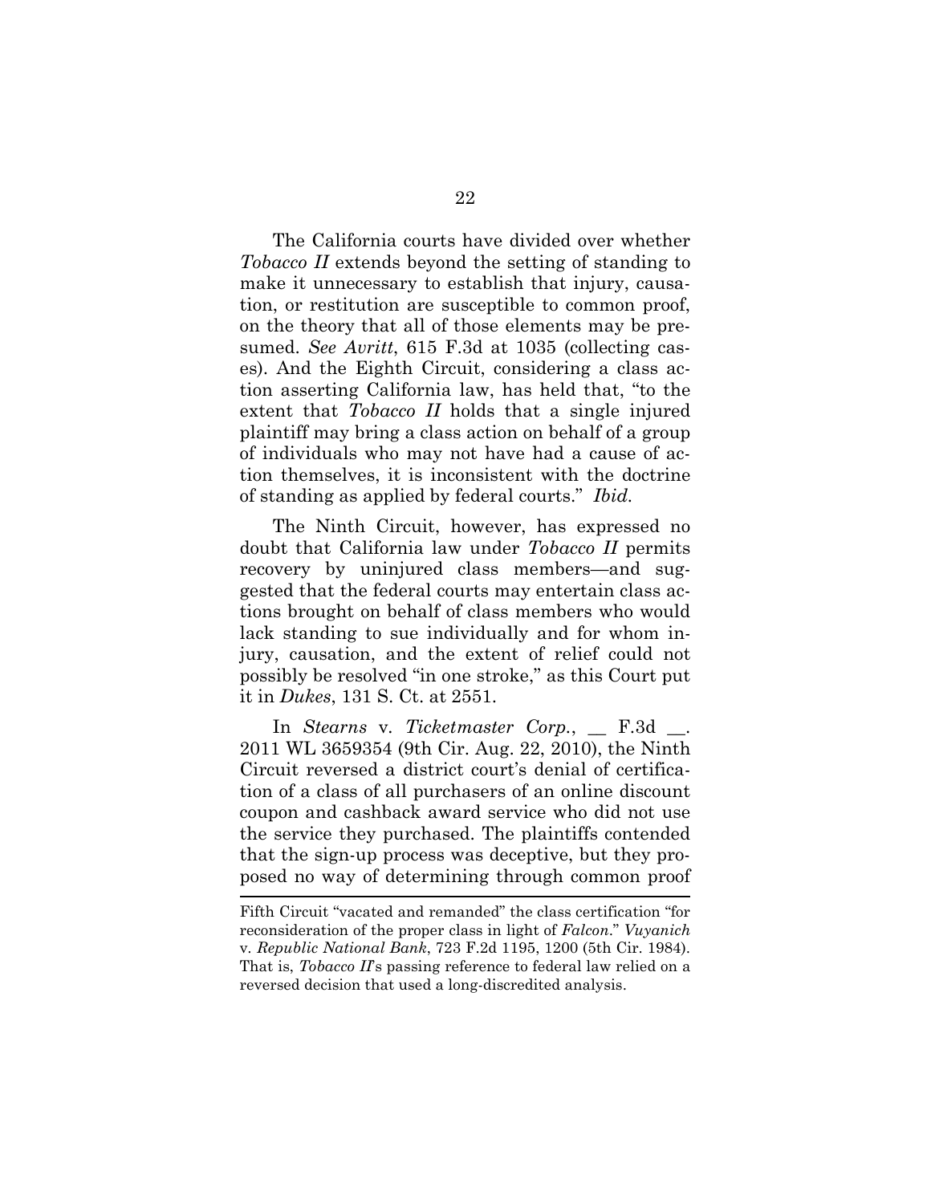The California courts have divided over whether *Tobacco II* extends beyond the setting of standing to make it unnecessary to establish that injury, causation, or restitution are susceptible to common proof, on the theory that all of those elements may be presumed. *See Avritt*, 615 F.3d at 1035 (collecting cases). And the Eighth Circuit, considering a class action asserting California law, has held that, "to the extent that *Tobacco II* holds that a single injured plaintiff may bring a class action on behalf of a group of individuals who may not have had a cause of action themselves, it is inconsistent with the doctrine of standing as applied by federal courts." *Ibid.*

The Ninth Circuit, however, has expressed no doubt that California law under *Tobacco II* permits recovery by uninjured class members—and suggested that the federal courts may entertain class actions brought on behalf of class members who would lack standing to sue individually and for whom injury, causation, and the extent of relief could not possibly be resolved "in one stroke," as this Court put it in *Dukes*, 131 S. Ct. at 2551.

In *Stearns* v. *Ticketmaster Corp.*, __ F.3d __. 2011 WL 3659354 (9th Cir. Aug. 22, 2010), the Ninth Circuit reversed a district court's denial of certification of a class of all purchasers of an online discount coupon and cashback award service who did not use the service they purchased. The plaintiffs contended that the sign-up process was deceptive, but they proposed no way of determining through common proof

---

Fifth Circuit "vacated and remanded" the class certification "for reconsideration of the proper class in light of *Falcon*." *Vuyanich* v. *Republic National Bank*, 723 F.2d 1195, 1200 (5th Cir. 1984). That is, *Tobacco II*'s passing reference to federal law relied on a reversed decision that used a long-discredited analysis.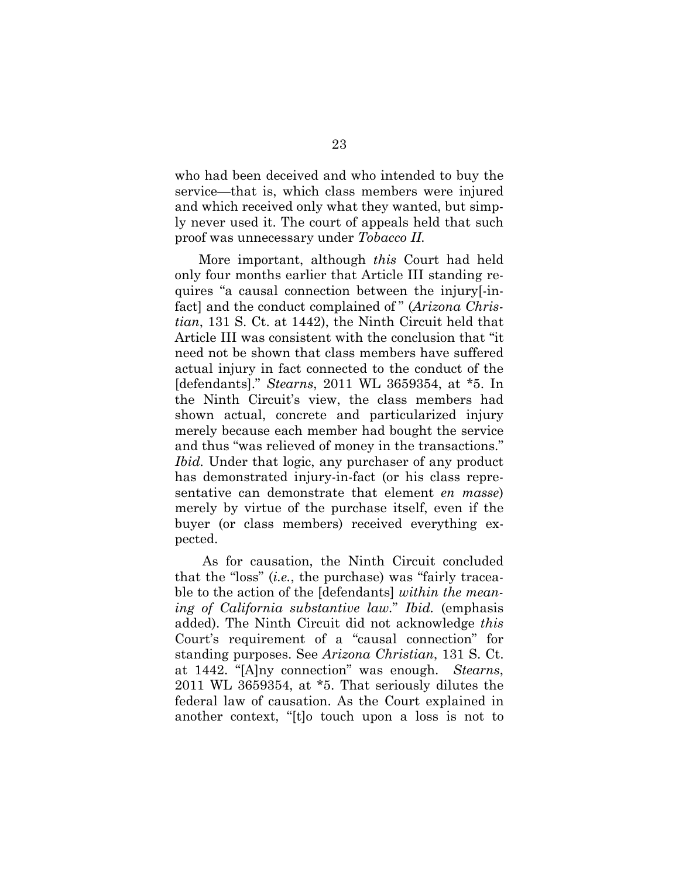who had been deceived and who intended to buy the service—that is, which class members were injured and which received only what they wanted, but simply never used it. The court of appeals held that such proof was unnecessary under *Tobacco II*.

More important, although *this* Court had held only four months earlier that Article III standing requires "a causal connection between the injury[-in-fact] and the conduct complained of" (*Arizona Christian*, 131 S. Ct. at 1442), the Ninth Circuit held that Article III was consistent with the conclusion that "it need not be shown that class members have suffered actual injury in fact connected to the conduct of the [defendants]." *Stearns*, 2011 WL 3659354, at *5. In the Ninth Circuit's view, the class members had shown actual, concrete and particularized injury merely because each member had bought the service and thus "was relieved of money in the transactions." *Ibid.* Under that logic, any purchaser of any product has demonstrated injury-in-fact (or his class representative can demonstrate that element *en masse*) merely by virtue of the purchase itself, even if the buyer (or class members) received everything expected.

As for causation, the Ninth Circuit concluded that the "loss" (*i.e.*, the purchase) was "fairly traceable to the action of the [defendants] *within the meaning of California substantive law*." *Ibid.* (emphasis added). The Ninth Circuit did not acknowledge *this* Court's requirement of a "causal connection" for standing purposes. See *Arizona Christian*, 131 S. Ct. at 1442. "[A]ny connection" was enough. *Stearns*, 2011 WL 3659354, at *5. That seriously dilutes the federal law of causation. As the Court explained in another context, "[t]o touch upon a loss is not to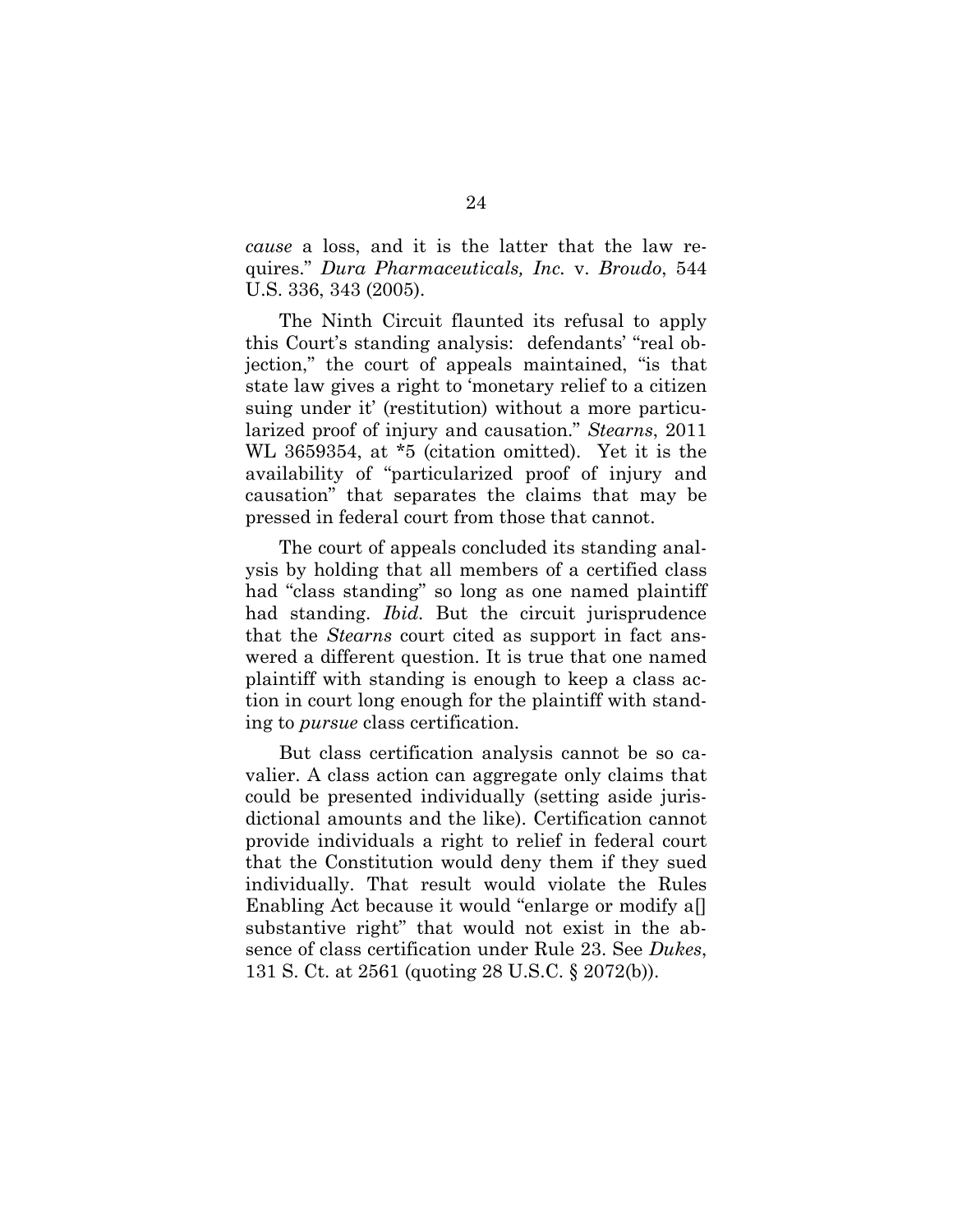*cause* a loss, and it is the latter that the law requires." *Dura Pharmaceuticals, Inc.* v. *Broudo*, 544 U.S. 336, 343 (2005).

The Ninth Circuit flaunted its refusal to apply this Court's standing analysis: defendants' "real objection," the court of appeals maintained, "is that state law gives a right to 'monetary relief to a citizen suing under it' (restitution) without a more particularized proof of injury and causation." *Stearns*, 2011 WL 3659354, at *5 (citation omitted). Yet it is the availability of "particularized proof of injury and causation" that separates the claims that may be pressed in federal court from those that cannot.

The court of appeals concluded its standing analysis by holding that all members of a certified class had "class standing" so long as one named plaintiff had standing. *Ibid.* But the circuit jurisprudence that the *Stearns* court cited as support in fact answered a different question. It is true that one named plaintiff with standing is enough to keep a class action in court long enough for the plaintiff with standing to *pursue* class certification.

But class certification analysis cannot be so cavalier. A class action can aggregate only claims that could be presented individually (setting aside jurisdictional amounts and the like). Certification cannot provide individuals a right to relief in federal court that the Constitution would deny them if they sued individually. That result would violate the Rules Enabling Act because it would "enlarge or modify a[] substantive right" that would not exist in the absence of class certification under Rule 23. See *Dukes*, 131 S. Ct. at 2561 (quoting 28 U.S.C. § 2072(b)).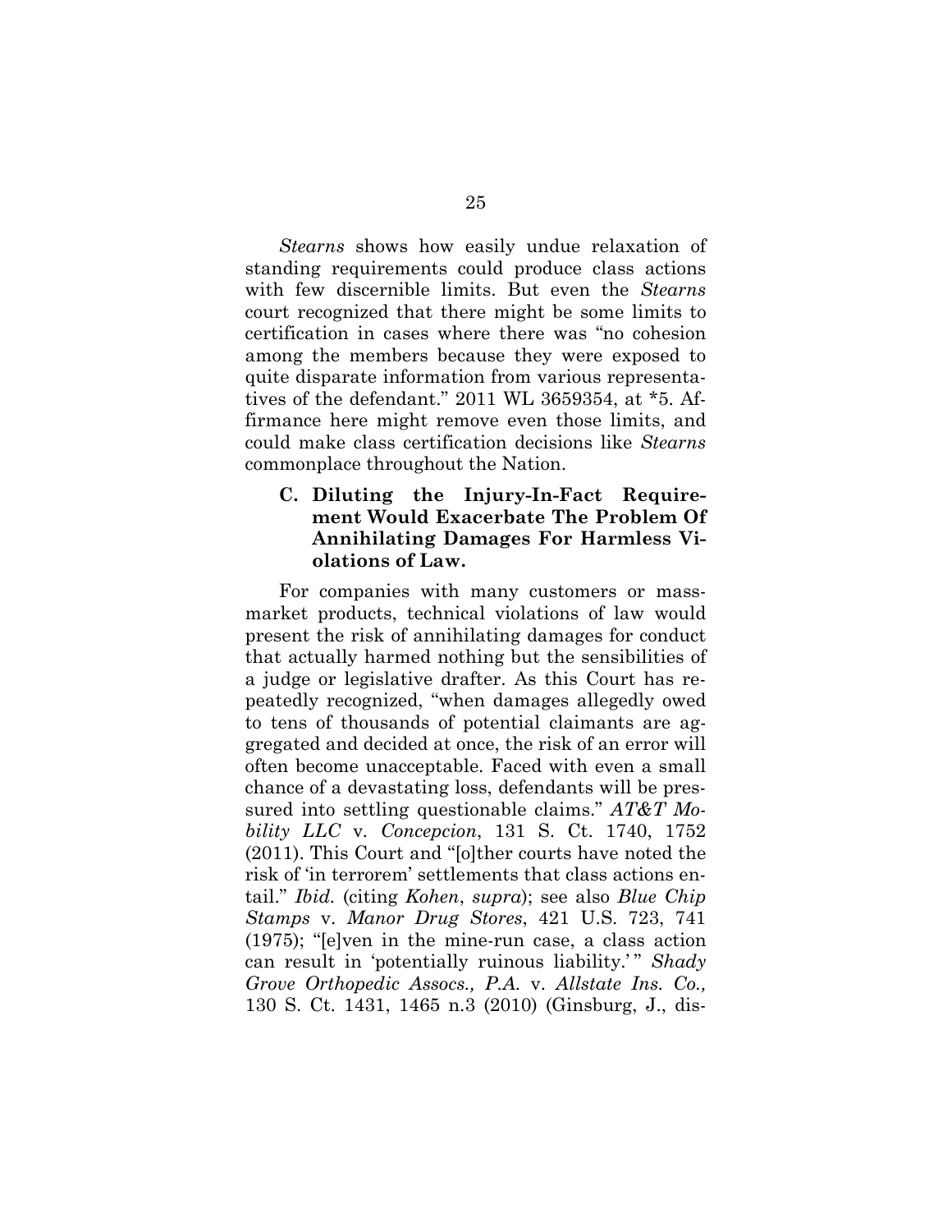*Stearns* shows how easily undue relaxation of standing requirements could produce class actions with few discernible limits. But even the *Stearns* court recognized that there might be some limits to certification in cases where there was "no cohesion among the members because they were exposed to quite disparate information from various representatives of the defendant." 2011 WL 3659354, at *5. Affirmance here might remove even those limits, and could make class certification decisions like *Stearns* commonplace throughout the Nation.

### C. Diluting the Injury-In-Fact Requirement Would Exacerbate The Problem Of Annihilating Damages For Harmless Violations of Law.

For companies with many customers or mass-market products, technical violations of law would present the risk of annihilating damages for conduct that actually harmed nothing but the sensibilities of a judge or legislative drafter. As this Court has repeatedly recognized, "when damages allegedly owed to tens of thousands of potential claimants are aggregated and decided at once, the risk of an error will often become unacceptable. Faced with even a small chance of a devastating loss, defendants will be pressured into settling questionable claims." *AT&T Mobility LLC* v. *Concepcion*, 131 S. Ct. 1740, 1752 (2011). This Court and "[o]ther courts have noted the risk of 'in terrorem' settlements that class actions entail." *Ibid.* (citing *Kohen*, *supra*); see also *Blue Chip Stamps* v. *Manor Drug Stores*, 421 U.S. 723, 741 (1975); "[e]ven in the mine-run case, a class action can result in 'potentially ruinous liability.'" *Shady Grove Orthopedic Assocs., P.A.* v. *Allstate Ins. Co.,* 130 S. Ct. 1431, 1465 n.3 (2010) (Ginsburg, J., dis-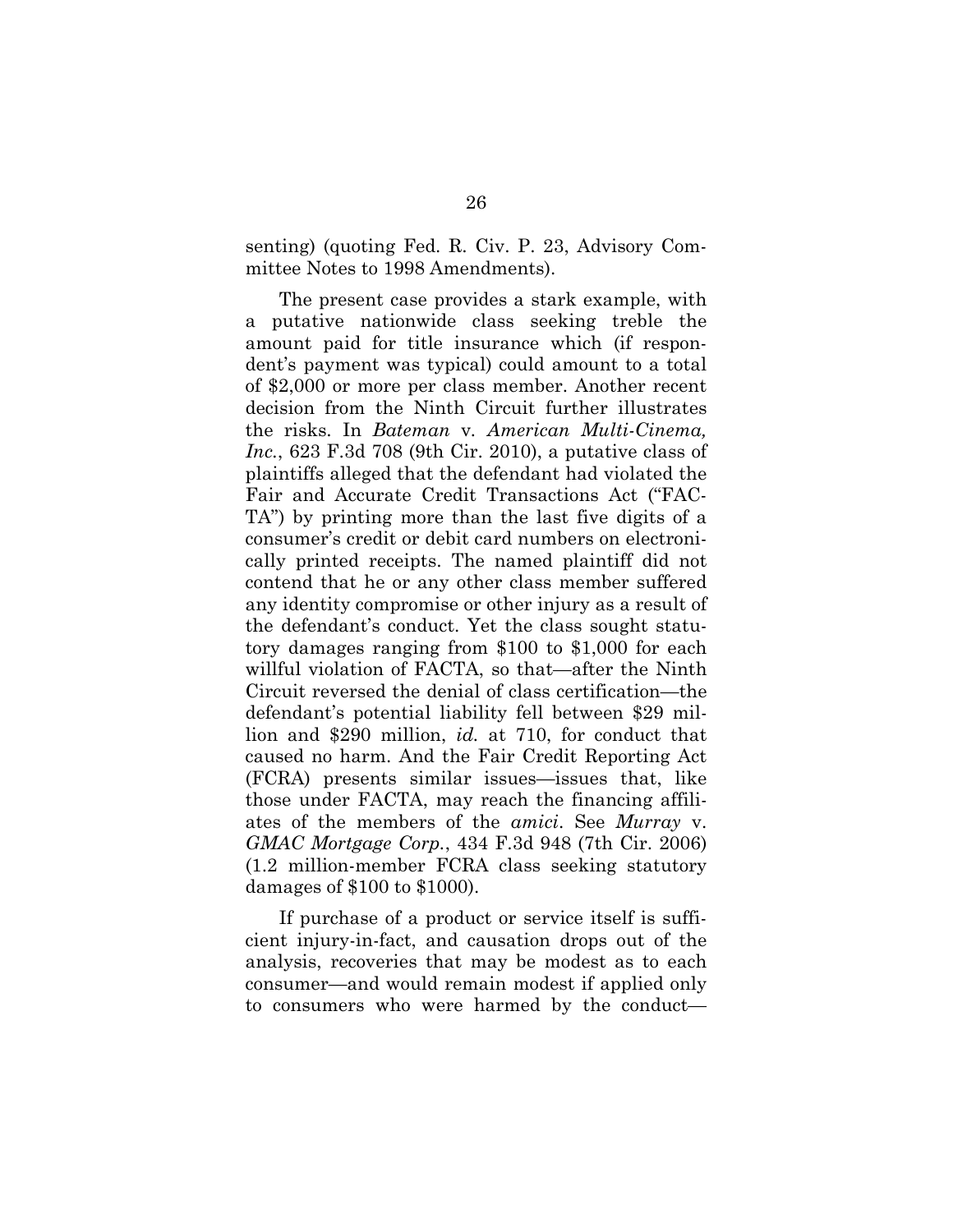senting) (quoting Fed. R. Civ. P. 23, Advisory Committee Notes to 1998 Amendments).

The present case provides a stark example, with a putative nationwide class seeking treble the amount paid for title insurance which (if respondent's payment was typical) could amount to a total of $2,000 or more per class member. Another recent decision from the Ninth Circuit further illustrates the risks. In *Bateman* v. *American Multi-Cinema, Inc.*, 623 F.3d 708 (9th Cir. 2010), a putative class of plaintiffs alleged that the defendant had violated the Fair and Accurate Credit Transactions Act ("FACTA") by printing more than the last five digits of a consumer's credit or debit card numbers on electronically printed receipts. The named plaintiff did not contend that he or any other class member suffered any identity compromise or other injury as a result of the defendant's conduct. Yet the class sought statutory damages ranging from $100 to $1,000 for each willful violation of FACTA, so that—after the Ninth Circuit reversed the denial of class certification—the defendant's potential liability fell between $29 million and $290 million, *id.* at 710, for conduct that caused no harm. And the Fair Credit Reporting Act (FCRA) presents similar issues—issues that, like those under FACTA, may reach the financing affiliates of the members of the *amici*. See *Murray* v. *GMAC Mortgage Corp.*, 434 F.3d 948 (7th Cir. 2006) (1.2 million-member FCRA class seeking statutory damages of $100 to $1000).

If purchase of a product or service itself is sufficient injury-in-fact, and causation drops out of the analysis, recoveries that may be modest as to each consumer—and would remain modest if applied only to consumers who were harmed by the conduct—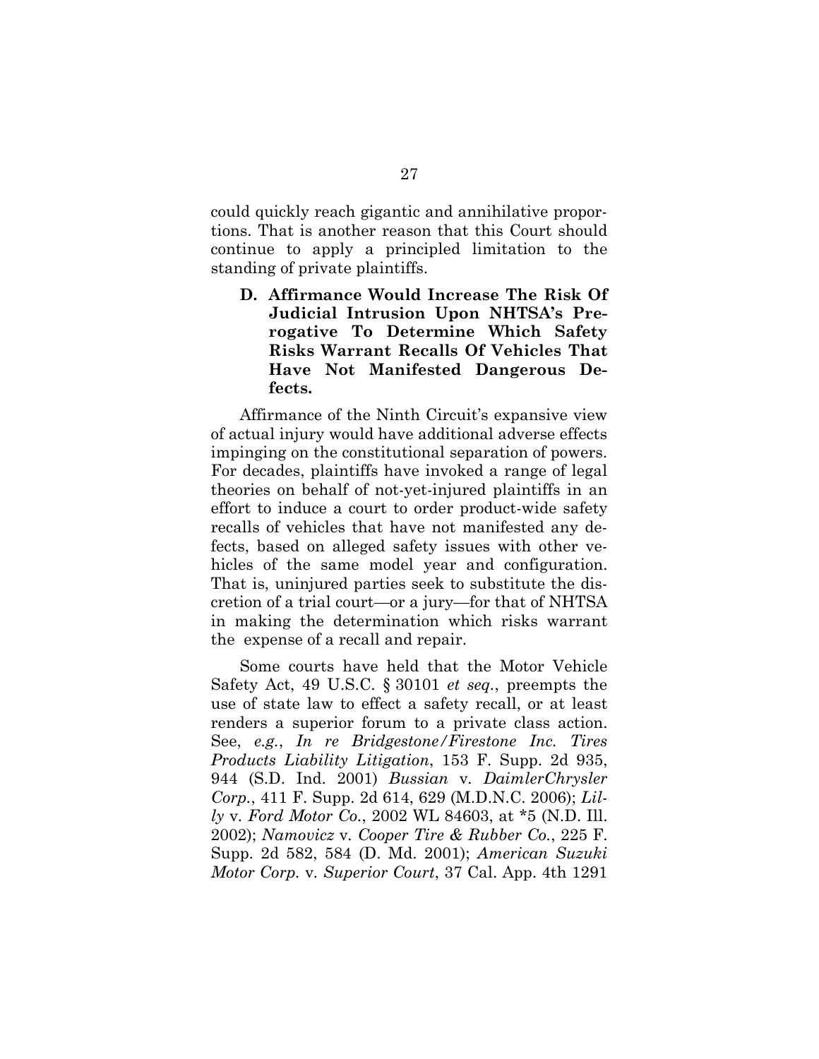could quickly reach gigantic and annihilative proportions. That is another reason that this Court should continue to apply a principled limitation to the standing of private plaintiffs.

### D. Affirmance Would Increase The Risk Of Judicial Intrusion Upon NHTSA's Prerogative To Determine Which Safety Risks Warrant Recalls Of Vehicles That Have Not Manifested Dangerous Defects.

Affirmance of the Ninth Circuit's expansive view of actual injury would have additional adverse effects impinging on the constitutional separation of powers. For decades, plaintiffs have invoked a range of legal theories on behalf of not-yet-injured plaintiffs in an effort to induce a court to order product-wide safety recalls of vehicles that have not manifested any defects, based on alleged safety issues with other vehicles of the same model year and configuration. That is, uninjured parties seek to substitute the discretion of a trial court—or a jury—for that of NHTSA in making the determination which risks warrant the expense of a recall and repair.

Some courts have held that the Motor Vehicle Safety Act, 49 U.S.C. § 30101 *et seq.*, preempts the use of state law to effect a safety recall, or at least renders a superior forum to a private class action. See, *e.g.*, *In re Bridgestone/Firestone Inc. Tires Products Liability Litigation*, 153 F. Supp. 2d 935, 944 (S.D. Ind. 2001) *Bussian* v. *DaimlerChrysler Corp.*, 411 F. Supp. 2d 614, 629 (M.D.N.C. 2006); *Lilly* v. *Ford Motor Co.*, 2002 WL 84603, at *5 (N.D. Ill. 2002); *Namovicz* v. *Cooper Tire & Rubber Co.*, 225 F. Supp. 2d 582, 584 (D. Md. 2001); *American Suzuki Motor Corp.* v. *Superior Court*, 37 Cal. App. 4th 1291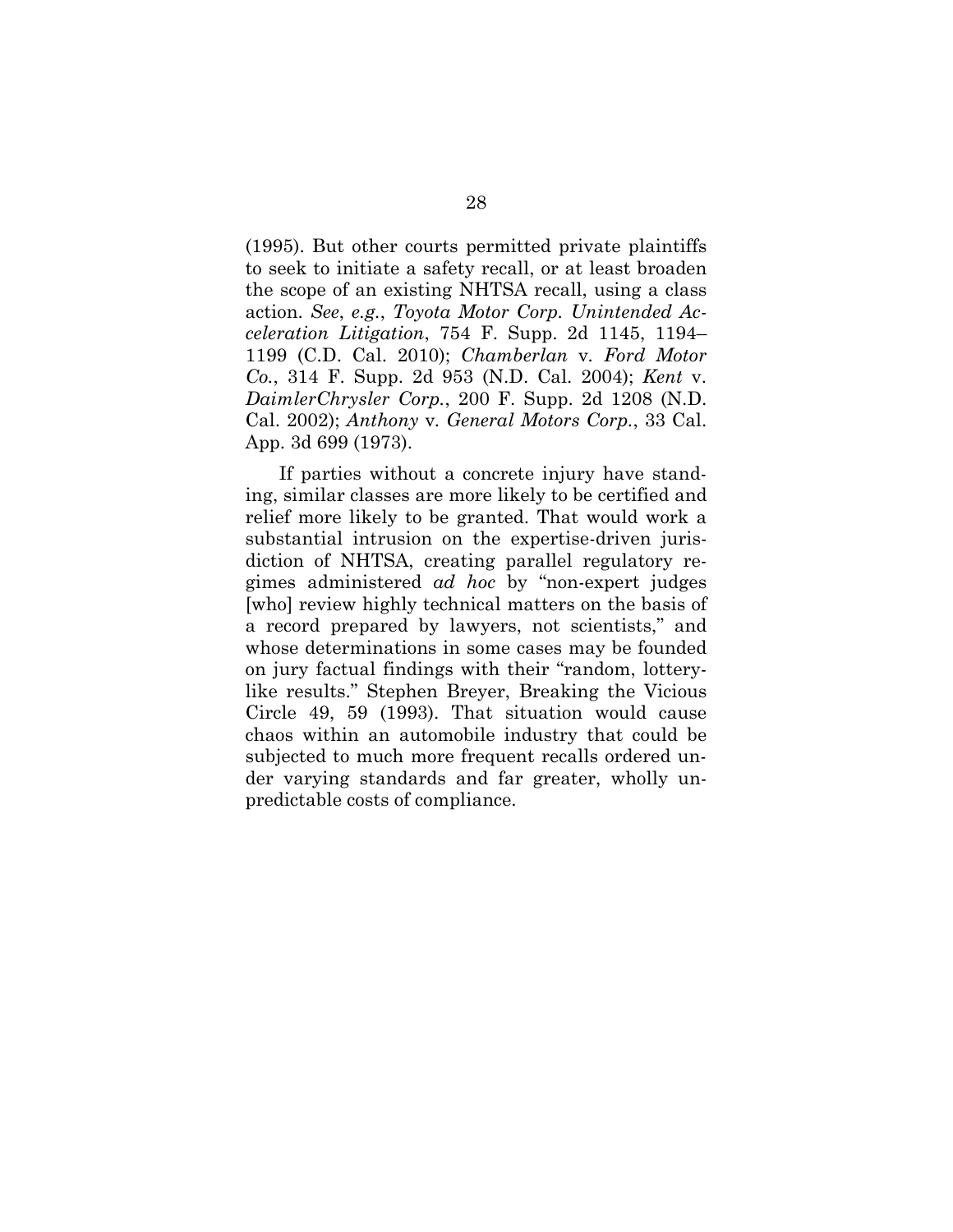(1995). But other courts permitted private plaintiffs to seek to initiate a safety recall, or at least broaden the scope of an existing NHTSA recall, using a class action. *See*, *e.g.*, *Toyota Motor Corp. Unintended Acceleration Litigation*, 754 F. Supp. 2d 1145, 1194–1199 (C.D. Cal. 2010); *Chamberlan* v. *Ford Motor Co.*, 314 F. Supp. 2d 953 (N.D. Cal. 2004); *Kent* v. *DaimlerChrysler Corp.*, 200 F. Supp. 2d 1208 (N.D. Cal. 2002); *Anthony* v. *General Motors Corp.*, 33 Cal. App. 3d 699 (1973).

If parties without a concrete injury have standing, similar classes are more likely to be certified and relief more likely to be granted. That would work a substantial intrusion on the expertise-driven jurisdiction of NHTSA, creating parallel regulatory regimes administered *ad hoc* by "non-expert judges [who] review highly technical matters on the basis of a record prepared by lawyers, not scientists," and whose determinations in some cases may be founded on jury factual findings with their "random, lottery-like results." Stephen Breyer, Breaking the Vicious Circle 49, 59 (1993). That situation would cause chaos within an automobile industry that could be subjected to much more frequent recalls ordered under varying standards and far greater, wholly unpredictable costs of compliance.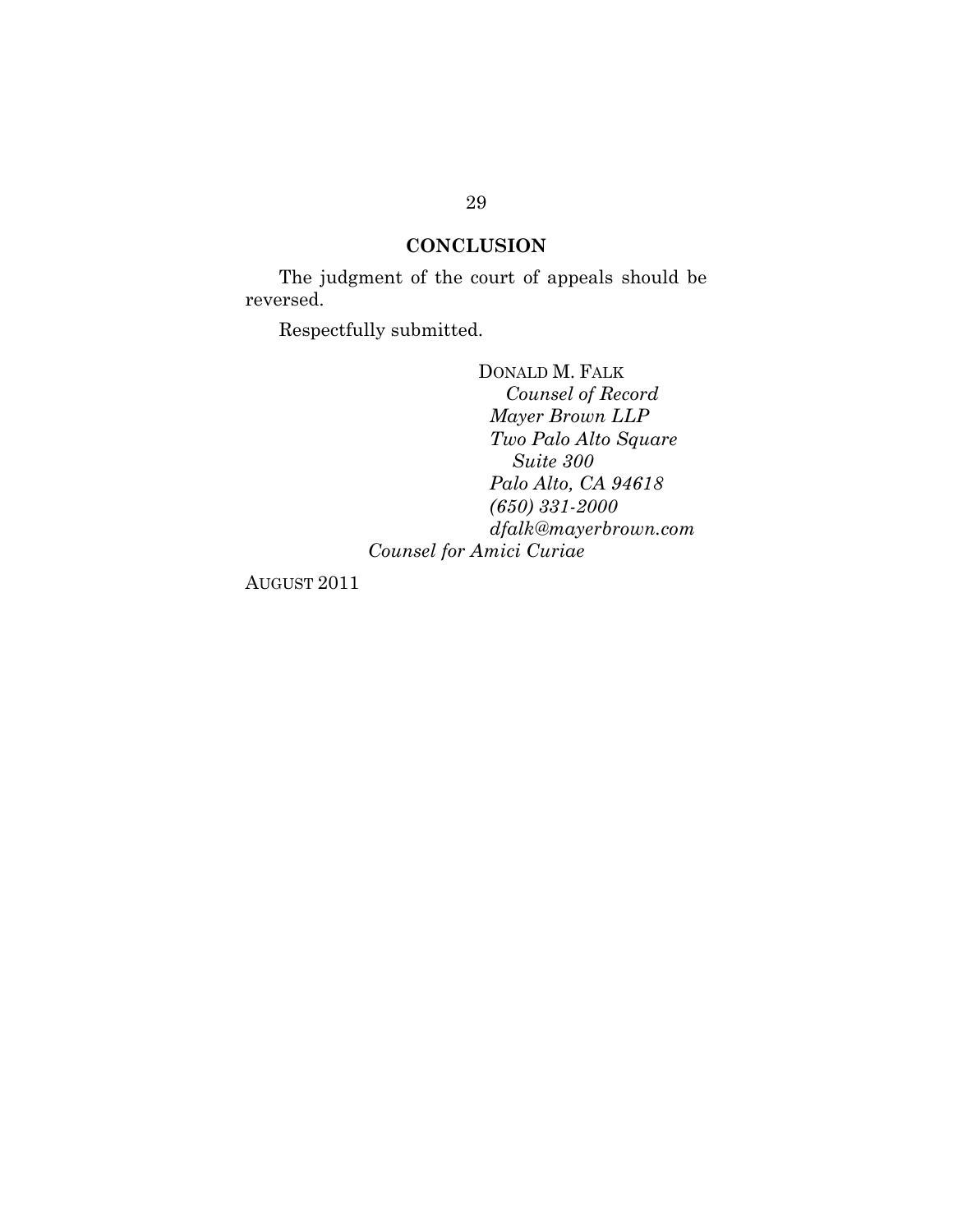## CONCLUSION

The judgment of the court of appeals should be reversed.

Respectfully submitted.

DONALD M. FALK
*Counsel of Record*
*Mayer Brown LLP*
*Two Palo Alto Square*
*Suite 300*
*Palo Alto, CA 94618*
*(650) 331-2000*
*dfalk@mayerbrown.com*
*Counsel for Amici Curiae*

AUGUST 2011